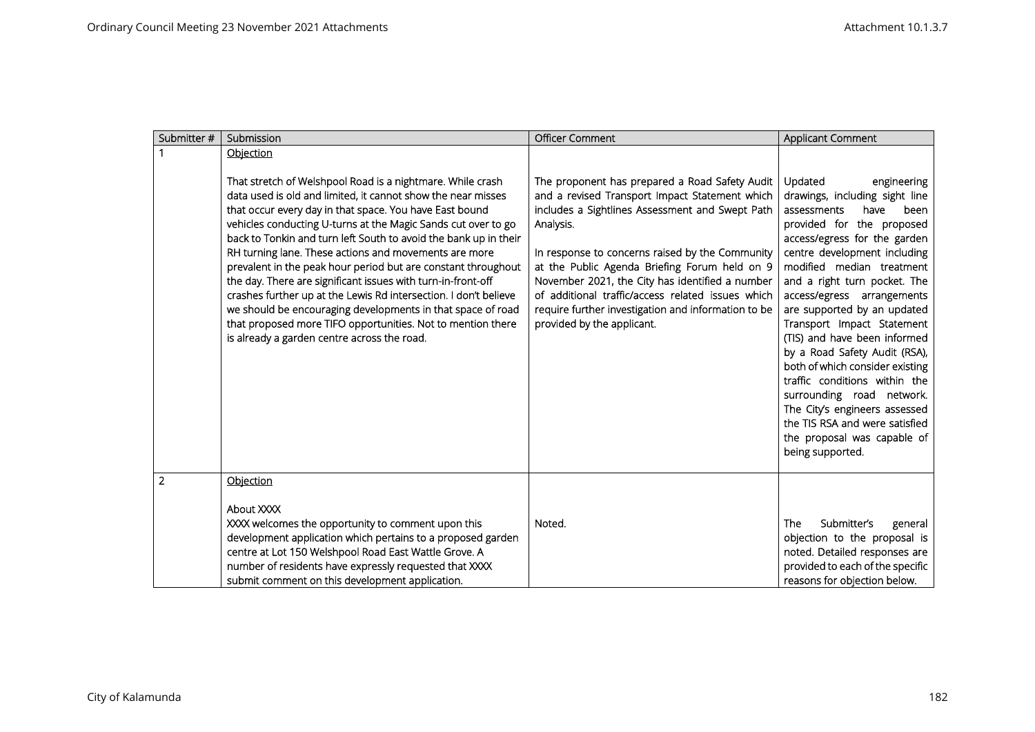| Submitter # | Submission | Officer Comment | Applicant Comment |
|---|---|---|---|
| 1 | Objection<br><br>That stretch of Welshpool Road is a nightmare. While crash data used is old and limited, it cannot show the near misses that occur every day in that space. You have East bound vehicles conducting U-turns at the Magic Sands cut over to go back to Tonkin and turn left South to avoid the bank up in their RH turning lane. These actions and movements are more prevalent in the peak hour period but are constant throughout the day. There are significant issues with turn-in-front-off crashes further up at the Lewis Rd intersection. I don't believe we should be encouraging developments in that space of road that proposed more TIFO opportunities. Not to mention there is already a garden centre across the road. | The proponent has prepared a Road Safety Audit and a revised Transport Impact Statement which includes a Sightlines Assessment and Swept Path Analysis.<br><br>In response to concerns raised by the Community at the Public Agenda Briefing Forum held on 9 November 2021, the City has identified a number of additional traffic/access related issues which require further investigation and information to be provided by the applicant. | Updated engineering drawings, including sight line assessments have been provided for the proposed access/egress for the garden centre development including modified median treatment and a right turn pocket. The access/egress arrangements are supported by an updated Transport Impact Statement (TIS) and have been informed by a Road Safety Audit (RSA), both of which consider existing traffic conditions within the surrounding road network. The City's engineers assessed the TIS RSA and were satisfied the proposal was capable of being supported. |
| 2 | Objection<br><br>About XXXX<br>XXXX welcomes the opportunity to comment upon this development application which pertains to a proposed garden centre at Lot 150 Welshpool Road East Wattle Grove. A number of residents have expressly requested that XXXX submit comment on this development application. | Noted. | The Submitter's general objection to the proposal is noted. Detailed responses are provided to each of the specific reasons for objection below. |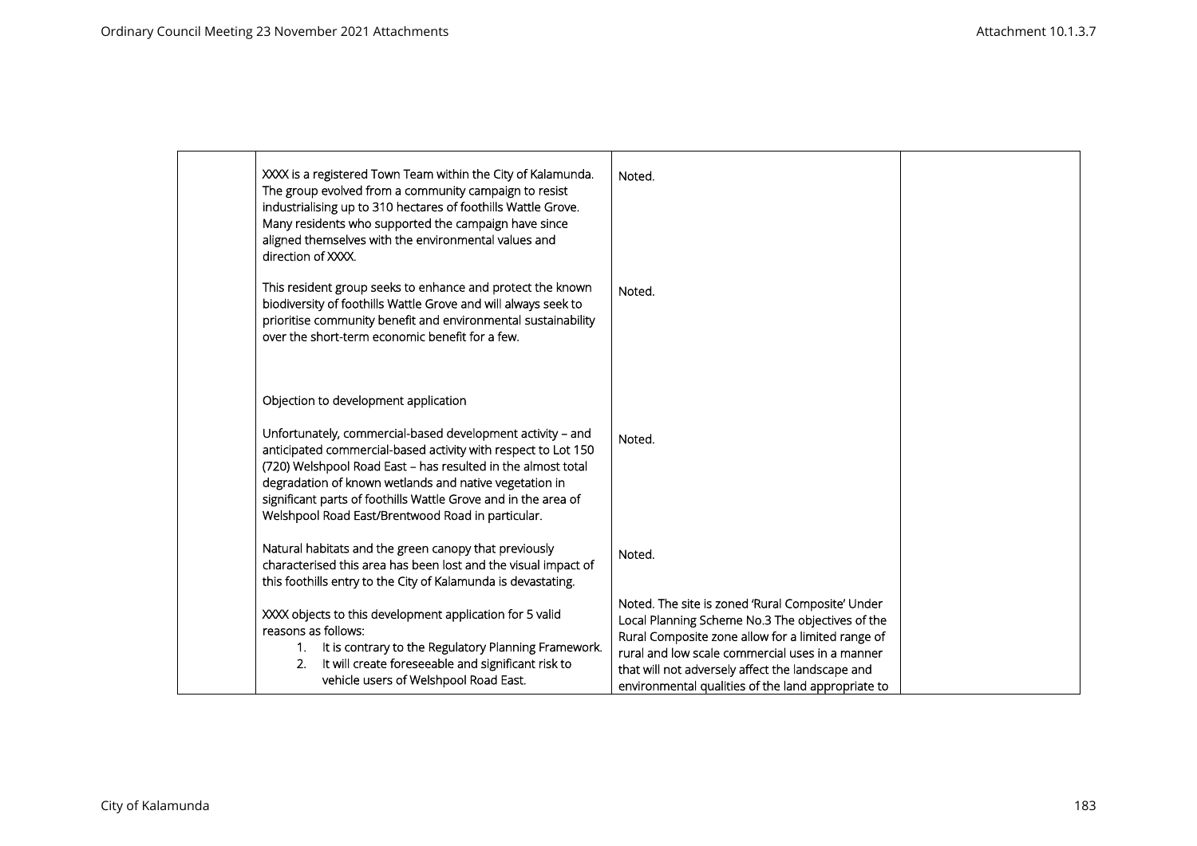| | | | |
|---|---|---|---|
| | XXXX is a registered Town Team within the City of Kalamunda. The group evolved from a community campaign to resist industrialising up to 310 hectares of foothills Wattle Grove. Many residents who supported the campaign have since aligned themselves with the environmental values and direction of XXXX. | Noted. | |
| | This resident group seeks to enhance and protect the known biodiversity of foothills Wattle Grove and will always seek to prioritise community benefit and environmental sustainability over the short-term economic benefit for a few. | Noted. | |
| | Objection to development application | | |
| | Unfortunately, commercial-based development activity – and anticipated commercial-based activity with respect to Lot 150 (720) Welshpool Road East – has resulted in the almost total degradation of known wetlands and native vegetation in significant parts of foothills Wattle Grove and in the area of Welshpool Road East/Brentwood Road in particular. | Noted. | |
| | Natural habitats and the green canopy that previously characterised this area has been lost and the visual impact of this foothills entry to the City of Kalamunda is devastating. | Noted. | |
| | XXXX objects to this development application for 5 valid reasons as follows:<br>1. It is contrary to the Regulatory Planning Framework.<br>2. It will create foreseeable and significant risk to vehicle users of Welshpool Road East. | Noted. The site is zoned 'Rural Composite' Under Local Planning Scheme No.3 The objectives of the Rural Composite zone allow for a limited range of rural and low scale commercial uses in a manner that will not adversely affect the landscape and environmental qualities of the land appropriate to | |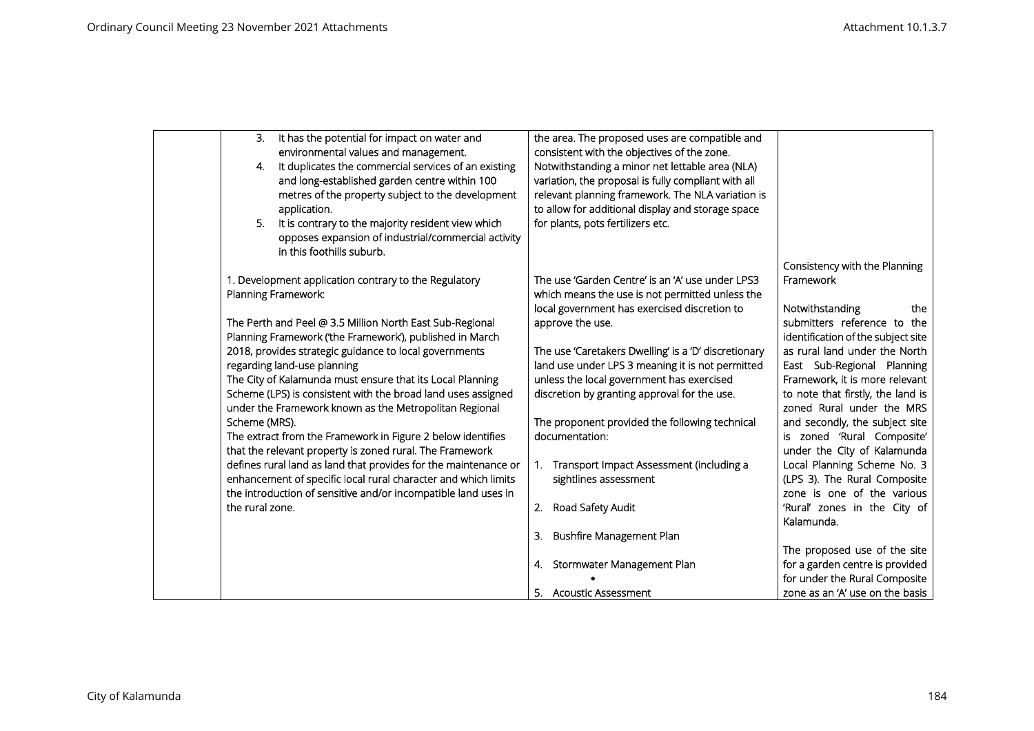| | | | |
|---|---|---|---|
| | 3. It has the potential for impact on water and environmental values and management.<br>4. It duplicates the commercial services of an existing and long-established garden centre within 100 metres of the property subject to the development application.<br>5. It is contrary to the majority resident view which opposes expansion of industrial/commercial activity in this foothills suburb.<br><br>1. Development application contrary to the Regulatory Planning Framework:<br><br>The Perth and Peel @ 3.5 Million North East Sub-Regional Planning Framework ('the Framework'), published in March 2018, provides strategic guidance to local governments regarding land-use planning<br>The City of Kalamunda must ensure that its Local Planning Scheme (LPS) is consistent with the broad land uses assigned under the Framework known as the Metropolitan Regional Scheme (MRS).<br>The extract from the Framework in Figure 2 below identifies that the relevant property is zoned rural. The Framework defines rural land as land that provides for the maintenance or enhancement of specific local rural character and which limits the introduction of sensitive and/or incompatible land uses in the rural zone. | the area. The proposed uses are compatible and consistent with the objectives of the zone. Notwithstanding a minor net lettable area (NLA) variation, the proposal is fully compliant with all relevant planning framework. The NLA variation is to allow for additional display and storage space for plants, pots fertilizers etc.<br><br>The use 'Garden Centre' is an 'A' use under LPS3 which means the use is not permitted unless the local government has exercised discretion to approve the use.<br><br>The use 'Caretakers Dwelling' is a 'D' discretionary land use under LPS 3 meaning it is not permitted unless the local government has exercised discretion by granting approval for the use.<br><br>The proponent provided the following technical documentation:<br><br>1. Transport Impact Assessment (including a sightlines assessment<br><br>2. Road Safety Audit<br><br>3. Bushfire Management Plan<br><br>4. Stormwater Management Plan<br>•<br>5. Acoustic Assessment | Consistency with the Planning Framework<br><br>Notwithstanding the submitters reference to the identification of the subject site as rural land under the North East Sub-Regional Planning Framework, it is more relevant to note that firstly, the land is zoned Rural under the MRS and secondly, the subject site is zoned 'Rural Composite' under the City of Kalamunda Local Planning Scheme No. 3 (LPS 3). The Rural Composite zone is one of the various 'Rural' zones in the City of Kalamunda.<br><br>The proposed use of the site for a garden centre is provided for under the Rural Composite zone as an 'A' use on the basis |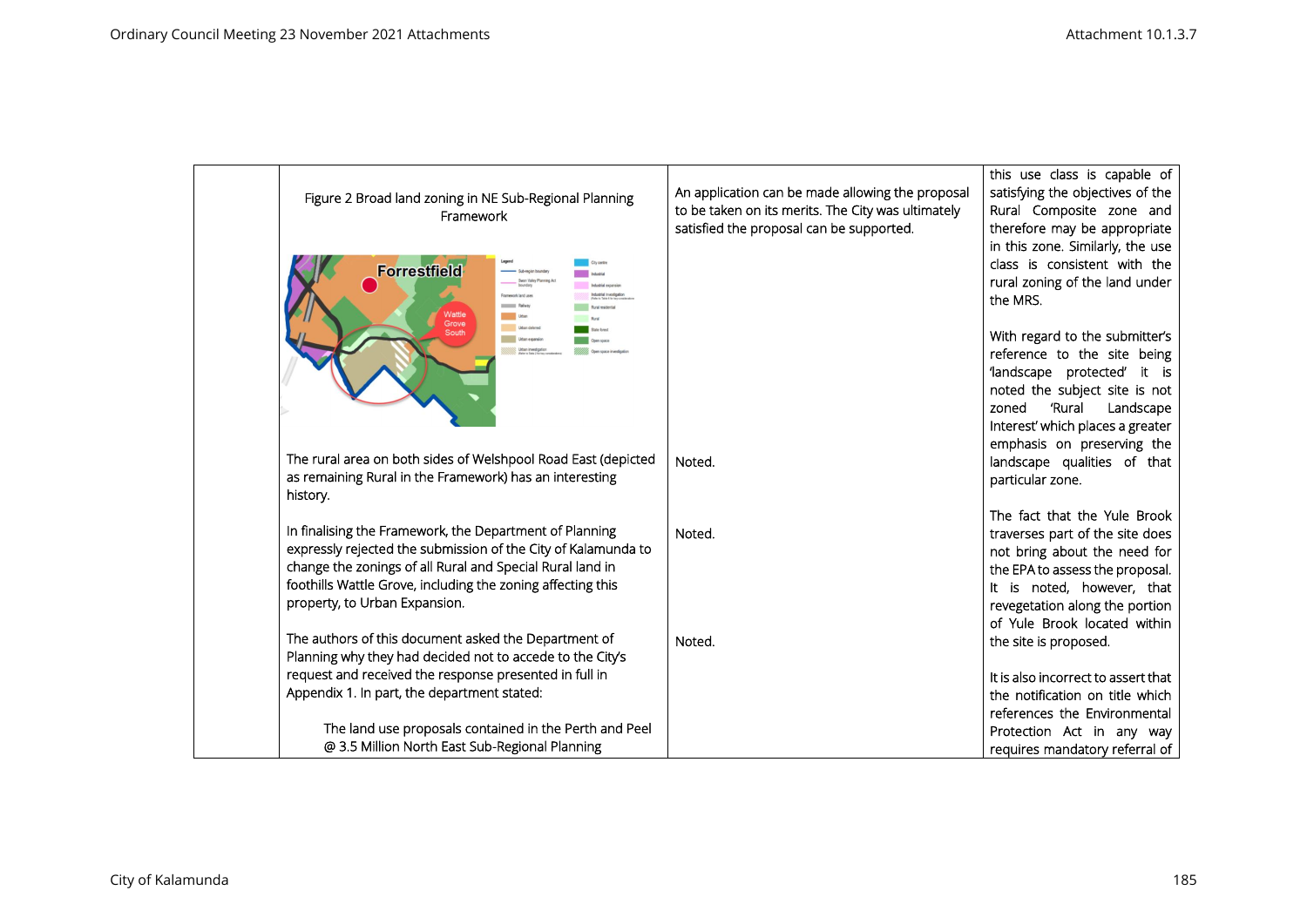| | | | |
|---|---|---|---|
| | Figure 2 Broad land zoning in NE Sub-Regional Planning Framework | An application can be made allowing the proposal to be taken on its merits. The City was ultimately satisfied the proposal can be supported. | this use class is capable of satisfying the objectives of the Rural Composite zone and therefore may be appropriate in this zone. Similarly, the use class is consistent with the rural zoning of the land under the MRS. |
| | The rural area on both sides of Welshpool Road East (depicted as remaining Rural in the Framework) has an interesting history. | Noted. | With regard to the submitter's reference to the site being 'landscape protected' it is noted the subject site is not zoned 'Rural Landscape Interest' which places a greater emphasis on preserving the landscape qualities of that particular zone. |
| | In finalising the Framework, the Department of Planning expressly rejected the submission of the City of Kalamunda to change the zonings of all Rural and Special Rural land in foothills Wattle Grove, including the zoning affecting this property, to Urban Expansion. | Noted. | The fact that the Yule Brook traverses part of the site does not bring about the need for the EPA to assess the proposal. It is noted, however, that revegetation along the portion of Yule Brook located within the site is proposed. |
| | The authors of this document asked the Department of Planning why they had decided not to accede to the City's request and received the response presented in full in Appendix 1. In part, the department stated:<br><br>The land use proposals contained in the Perth and Peel @ 3.5 Million North East Sub-Regional Planning | Noted. | It is also incorrect to assert that the notification on title which references the Environmental Protection Act in any way requires mandatory referral of |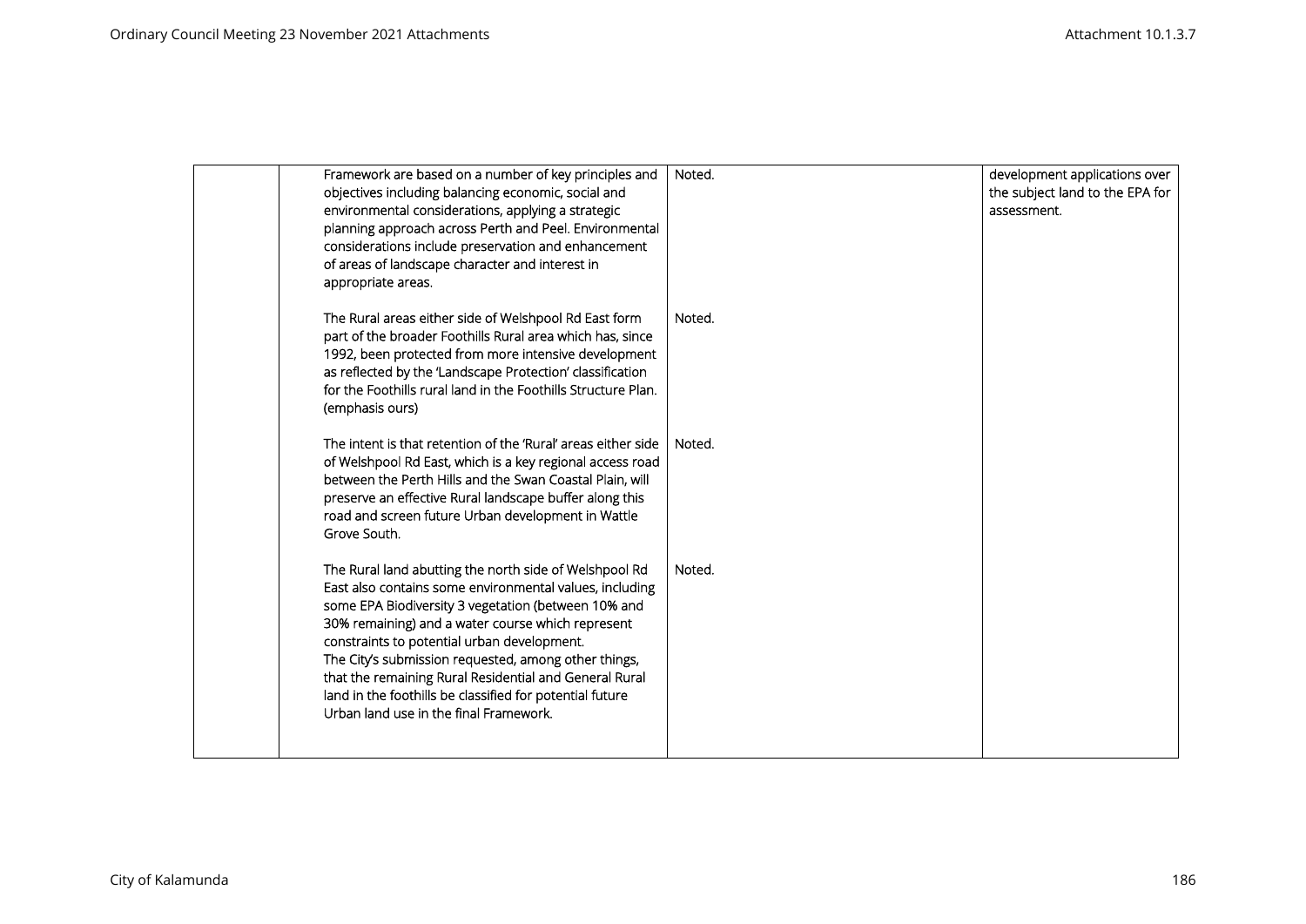| | | | |
|---|---|---|---|
| | Framework are based on a number of key principles and objectives including balancing economic, social and environmental considerations, applying a strategic planning approach across Perth and Peel. Environmental considerations include preservation and enhancement of areas of landscape character and interest in appropriate areas. | Noted. | development applications over the subject land to the EPA for assessment. |
| | The Rural areas either side of Welshpool Rd East form part of the broader Foothills Rural area which has, since 1992, been protected from more intensive development as reflected by the 'Landscape Protection' classification for the Foothills rural land in the Foothills Structure Plan. (emphasis ours) | Noted. | |
| | The intent is that retention of the 'Rural' areas either side of Welshpool Rd East, which is a key regional access road between the Perth Hills and the Swan Coastal Plain, will preserve an effective Rural landscape buffer along this road and screen future Urban development in Wattle Grove South. | Noted. | |
| | The Rural land abutting the north side of Welshpool Rd East also contains some environmental values, including some EPA Biodiversity 3 vegetation (between 10% and 30% remaining) and a water course which represent constraints to potential urban development.<br>The City's submission requested, among other things, that the remaining Rural Residential and General Rural land in the foothills be classified for potential future Urban land use in the final Framework. | Noted. | |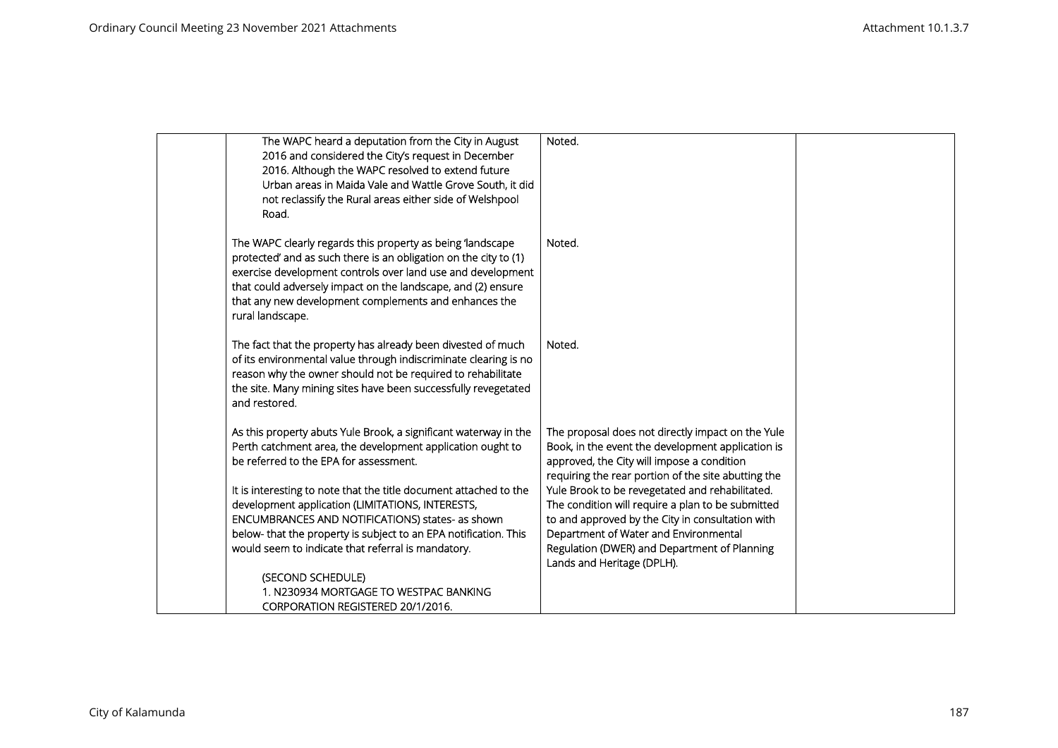|  |  |  |  |
|---|---|---|---|
|  | The WAPC heard a deputation from the City in August 2016 and considered the City's request in December 2016. Although the WAPC resolved to extend future Urban areas in Maida Vale and Wattle Grove South, it did not reclassify the Rural areas either side of Welshpool Road. | Noted. |  |
|  | The WAPC clearly regards this property as being 'landscape protected' and as such there is an obligation on the city to (1) exercise development controls over land use and development that could adversely impact on the landscape, and (2) ensure that any new development complements and enhances the rural landscape. | Noted. |  |
|  | The fact that the property has already been divested of much of its environmental value through indiscriminate clearing is no reason why the owner should not be required to rehabilitate the site. Many mining sites have been successfully revegetated and restored. | Noted. |  |
|  | As this property abuts Yule Brook, a significant waterway in the Perth catchment area, the development application ought to be referred to the EPA for assessment.<br><br>It is interesting to note that the title document attached to the development application (LIMITATIONS, INTERESTS, ENCUMBRANCES AND NOTIFICATIONS) states- as shown below- that the property is subject to an EPA notification. This would seem to indicate that referral is mandatory.<br><br>(SECOND SCHEDULE)<br>1. N230934 MORTGAGE TO WESTPAC BANKING CORPORATION REGISTERED 20/1/2016. | The proposal does not directly impact on the Yule Book, in the event the development application is approved, the City will impose a condition requiring the rear portion of the site abutting the Yule Brook to be revegetated and rehabilitated. The condition will require a plan to be submitted to and approved by the City in consultation with Department of Water and Environmental Regulation (DWER) and Department of Planning Lands and Heritage (DPLH). |  |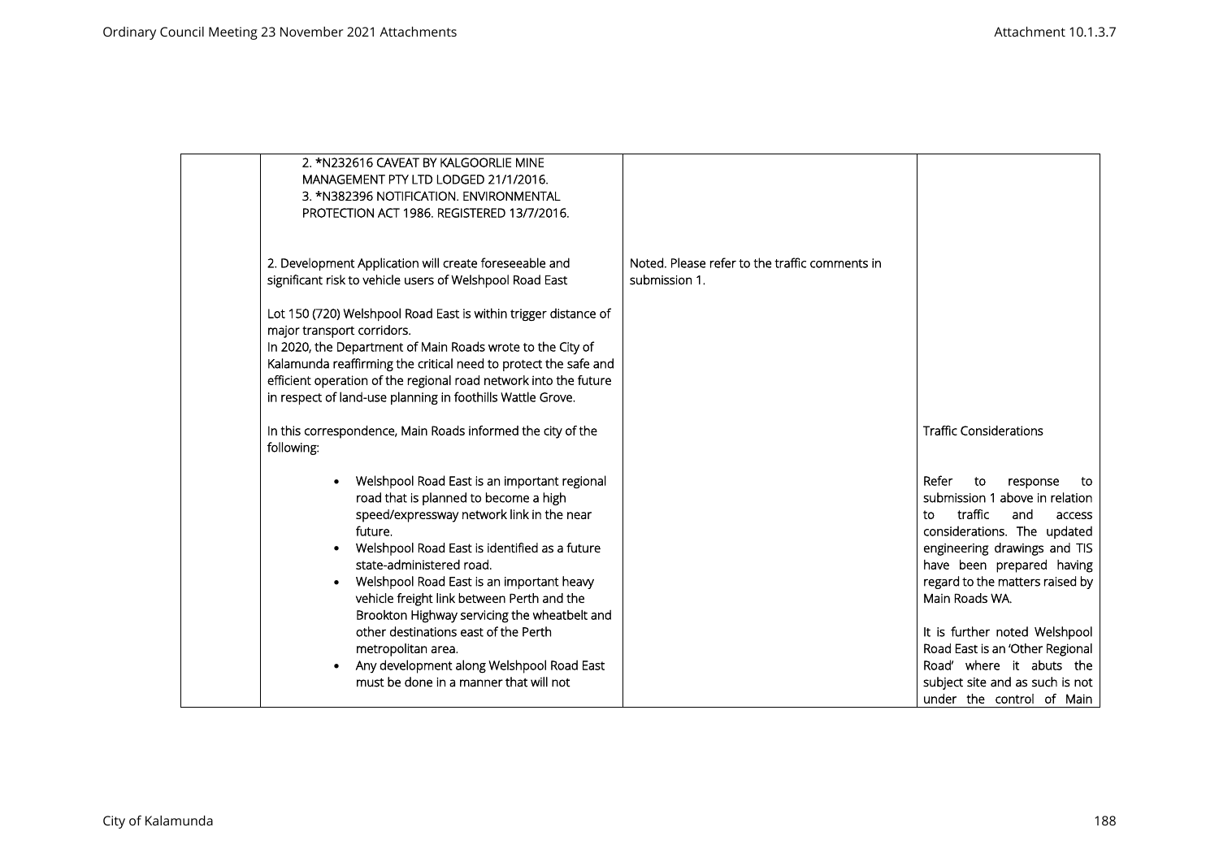| | | | |
|---|---|---|---|
| | 2. *N232616 CAVEAT BY KALGOORLIE MINE MANAGEMENT PTY LTD LODGED 21/1/2016.<br>3. *N382396 NOTIFICATION. ENVIRONMENTAL PROTECTION ACT 1986. REGISTERED 13/7/2016.<br><br>2. Development Application will create foreseeable and significant risk to vehicle users of Welshpool Road East<br><br>Lot 150 (720) Welshpool Road East is within trigger distance of major transport corridors.<br>In 2020, the Department of Main Roads wrote to the City of Kalamunda reaffirming the critical need to protect the safe and efficient operation of the regional road network into the future in respect of land-use planning in foothills Wattle Grove.<br><br>In this correspondence, Main Roads informed the city of the following:<br><br>• Welshpool Road East is an important regional road that is planned to become a high speed/expressway network link in the near future.<br>• Welshpool Road East is identified as a future state-administered road.<br>• Welshpool Road East is an important heavy vehicle freight link between Perth and the Brookton Highway servicing the wheatbelt and other destinations east of the Perth metropolitan area.<br>• Any development along Welshpool Road East must be done in a manner that will not | Noted. Please refer to the traffic comments in submission 1. | Traffic Considerations<br><br>Refer to response to submission 1 above in relation to traffic and access considerations. The updated engineering drawings and TIS have been prepared having regard to the matters raised by Main Roads WA.<br><br>It is further noted Welshpool Road East is an 'Other Regional Road' where it abuts the subject site and as such is not under the control of Main |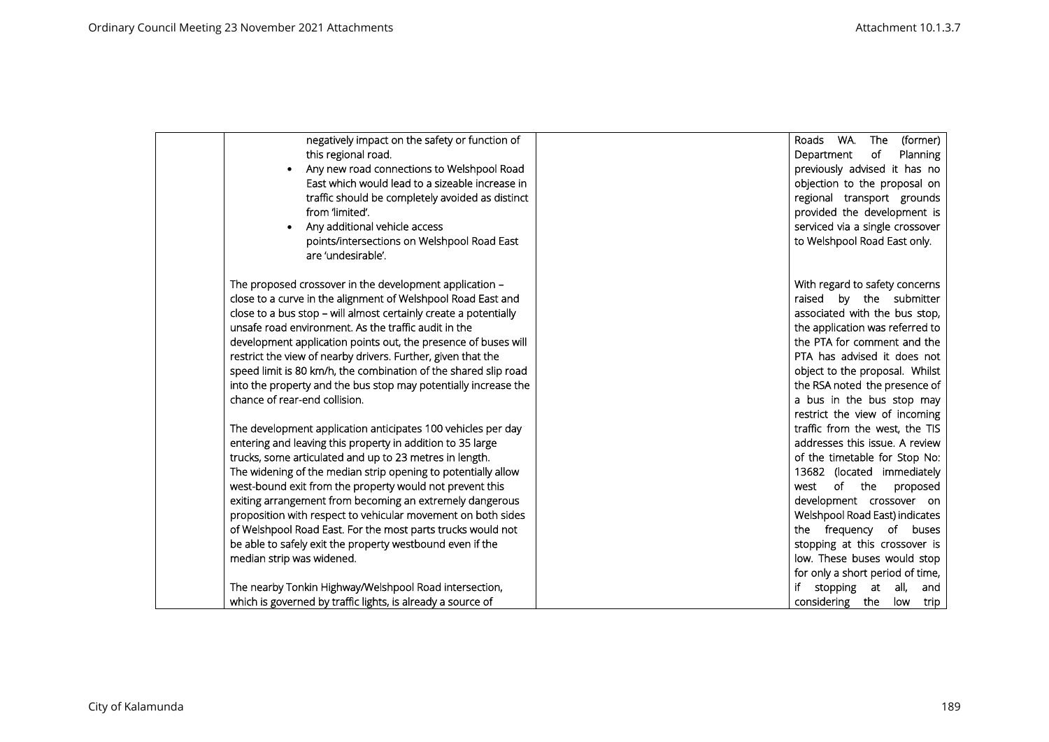| | | | |
|---|---|---|---|
| | negatively impact on the safety or function of this regional road.<br>• Any new road connections to Welshpool Road East which would lead to a sizeable increase in traffic should be completely avoided as distinct from 'limited'.<br>• Any additional vehicle access points/intersections on Welshpool Road East are 'undesirable'.<br><br>The proposed crossover in the development application – close to a curve in the alignment of Welshpool Road East and close to a bus stop – will almost certainly create a potentially unsafe road environment. As the traffic audit in the development application points out, the presence of buses will restrict the view of nearby drivers. Further, given that the speed limit is 80 km/h, the combination of the shared slip road into the property and the bus stop may potentially increase the chance of rear-end collision.<br><br>The development application anticipates 100 vehicles per day entering and leaving this property in addition to 35 large trucks, some articulated and up to 23 metres in length.<br>The widening of the median strip opening to potentially allow west-bound exit from the property would not prevent this exiting arrangement from becoming an extremely dangerous proposition with respect to vehicular movement on both sides of Welshpool Road East. For the most parts trucks would not be able to safely exit the property westbound even if the median strip was widened.<br><br>The nearby Tonkin Highway/Welshpool Road intersection, which is governed by traffic lights, is already a source of | | Roads WA. The (former) Department of Planning previously advised it has no objection to the proposal on regional transport grounds provided the development is serviced via a single crossover to Welshpool Road East only.<br><br>With regard to safety concerns raised by the submitter associated with the bus stop, the application was referred to the PTA for comment and the PTA has advised it does not object to the proposal. Whilst the RSA noted the presence of a bus in the bus stop may restrict the view of incoming traffic from the west, the TIS addresses this issue. A review of the timetable for Stop No: 13682 (located immediately west of the proposed development crossover on Welshpool Road East) indicates the frequency of buses stopping at this crossover is low. These buses would stop for only a short period of time, if stopping at all, and considering the low trip |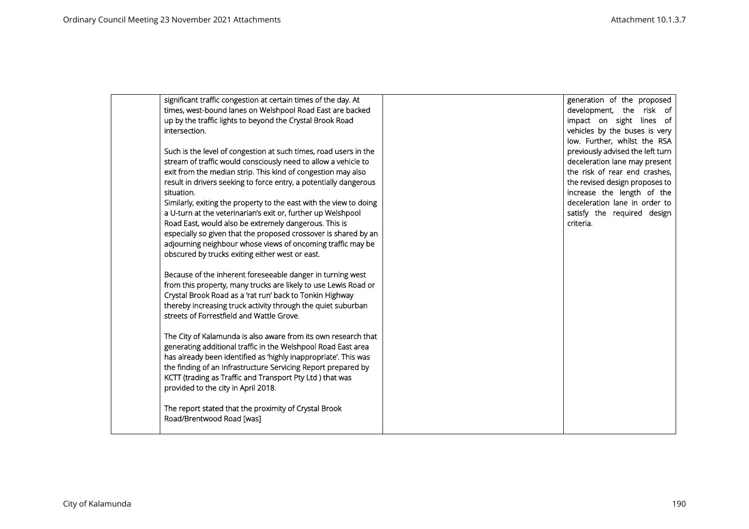| | | | |
|---|---|---|---|
| | significant traffic congestion at certain times of the day. At times, west-bound lanes on Welshpool Road East are backed up by the traffic lights to beyond the Crystal Brook Road intersection.<br><br>Such is the level of congestion at such times, road users in the stream of traffic would consciously need to allow a vehicle to exit from the median strip. This kind of congestion may also result in drivers seeking to force entry, a potentially dangerous situation.<br>Similarly, exiting the property to the east with the view to doing a U-turn at the veterinarian's exit or, further up Welshpool Road East, would also be extremely dangerous. This is especially so given that the proposed crossover is shared by an adjourning neighbour whose views of oncoming traffic may be obscured by trucks exiting either west or east.<br><br>Because of the inherent foreseeable danger in turning west from this property, many trucks are likely to use Lewis Road or Crystal Brook Road as a 'rat run' back to Tonkin Highway thereby increasing truck activity through the quiet suburban streets of Forrestfield and Wattle Grove.<br><br>The City of Kalamunda is also aware from its own research that generating additional traffic in the Welshpool Road East area has already been identified as 'highly inappropriate'. This was the finding of an Infrastructure Servicing Report prepared by KCTT (trading as Traffic and Transport Pty Ltd ) that was provided to the city in April 2018.<br><br>The report stated that the proximity of Crystal Brook Road/Brentwood Road [was] | | generation of the proposed development, the risk of impact on sight lines of vehicles by the buses is very low. Further, whilst the RSA previously advised the left turn deceleration lane may present the risk of rear end crashes, the revised design proposes to increase the length of the deceleration lane in order to satisfy the required design criteria. |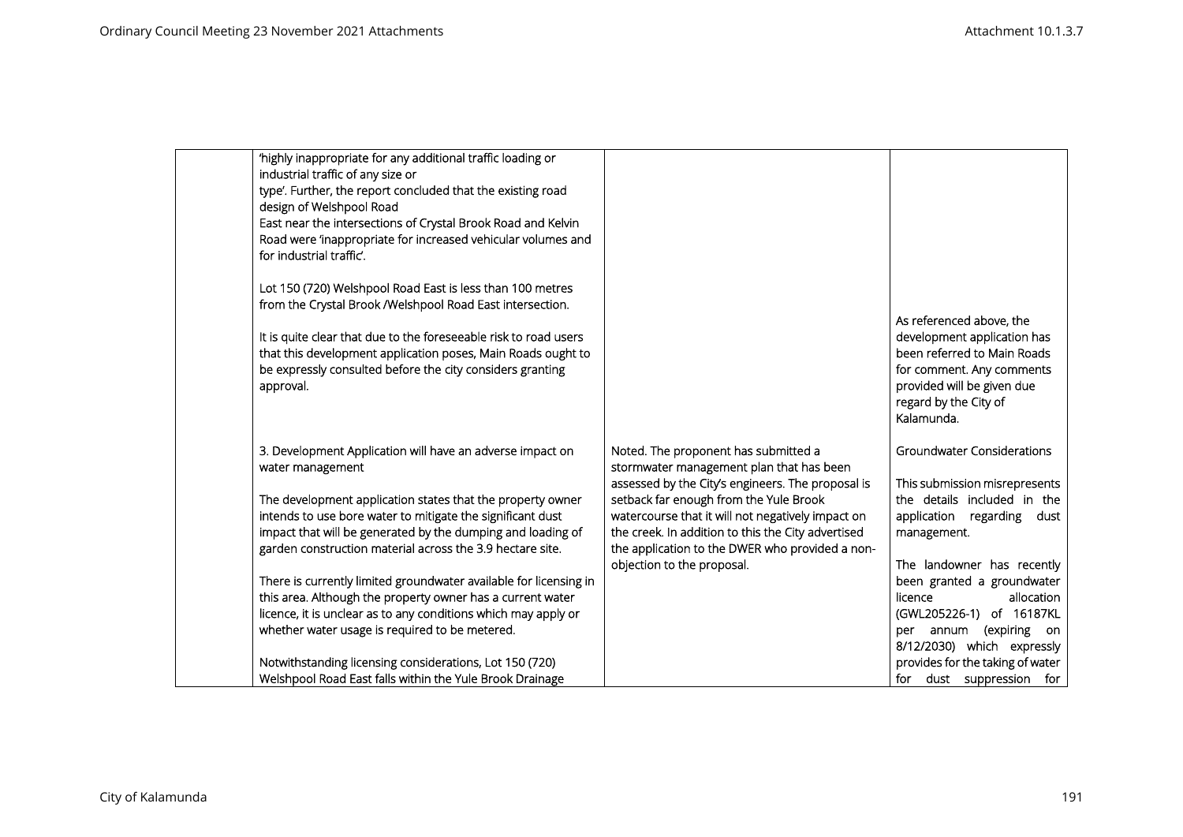| | | | |
|---|---|---|---|
| | 'highly inappropriate for any additional traffic loading or industrial traffic of any size or type'. Further, the report concluded that the existing road design of Welshpool Road East near the intersections of Crystal Brook Road and Kelvin Road were 'inappropriate for increased vehicular volumes and for industrial traffic'.<br><br>Lot 150 (720) Welshpool Road East is less than 100 metres from the Crystal Brook /Welshpool Road East intersection.<br><br>It is quite clear that due to the foreseeable risk to road users that this development application poses, Main Roads ought to be expressly consulted before the city considers granting approval. | | As referenced above, the development application has been referred to Main Roads for comment. Any comments provided will be given due regard by the City of Kalamunda. |
| | 3. Development Application will have an adverse impact on water management<br><br>The development application states that the property owner intends to use bore water to mitigate the significant dust impact that will be generated by the dumping and loading of garden construction material across the 3.9 hectare site.<br><br>There is currently limited groundwater available for licensing in this area. Although the property owner has a current water licence, it is unclear as to any conditions which may apply or whether water usage is required to be metered.<br><br>Notwithstanding licensing considerations, Lot 150 (720) Welshpool Road East falls within the Yule Brook Drainage | Noted. The proponent has submitted a stormwater management plan that has been assessed by the City's engineers. The proposal is setback far enough from the Yule Brook watercourse that it will not negatively impact on the creek. In addition to this the City advertised the application to the DWER who provided a non-objection to the proposal. | Groundwater Considerations<br><br>This submission misrepresents the details included in the application regarding dust management.<br><br>The landowner has recently been granted a groundwater licence allocation (GWL205226-1) of 16187KL per annum (expiring on 8/12/2030) which expressly provides for the taking of water for dust suppression for |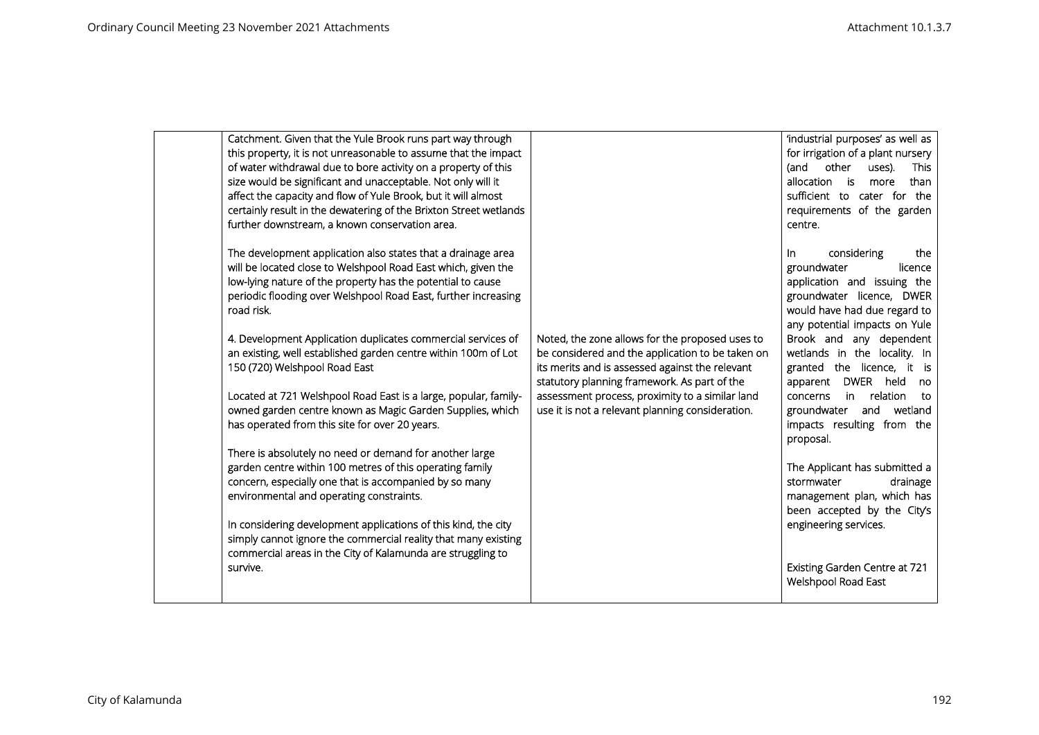| | | | |
|---|---|---|---|
| | Catchment. Given that the Yule Brook runs part way through this property, it is not unreasonable to assume that the impact of water withdrawal due to bore activity on a property of this size would be significant and unacceptable. Not only will it affect the capacity and flow of Yule Brook, but it will almost certainly result in the dewatering of the Brixton Street wetlands further downstream, a known conservation area.<br><br>The development application also states that a drainage area will be located close to Welshpool Road East which, given the low-lying nature of the property has the potential to cause periodic flooding over Welshpool Road East, further increasing road risk.<br><br>4. Development Application duplicates commercial services of an existing, well established garden centre within 100m of Lot 150 (720) Welshpool Road East<br><br>Located at 721 Welshpool Road East is a large, popular, family-owned garden centre known as Magic Garden Supplies, which has operated from this site for over 20 years.<br><br>There is absolutely no need or demand for another large garden centre within 100 metres of this operating family concern, especially one that is accompanied by so many environmental and operating constraints.<br><br>In considering development applications of this kind, the city simply cannot ignore the commercial reality that many existing commercial areas in the City of Kalamunda are struggling to survive. | Noted, the zone allows for the proposed uses to be considered and the application to be taken on its merits and is assessed against the relevant statutory planning framework. As part of the assessment process, proximity to a similar land use it is not a relevant planning consideration. | 'industrial purposes' as well as for irrigation of a plant nursery (and other uses). This allocation is more than sufficient to cater for the requirements of the garden centre.<br><br>In considering the groundwater licence application and issuing the groundwater licence, DWER would have had due regard to any potential impacts on Yule Brook and any dependent wetlands in the locality. In granted the licence, it is apparent DWER held no concerns in relation to groundwater and wetland impacts resulting from the proposal.<br><br>The Applicant has submitted a stormwater drainage management plan, which has been accepted by the City's engineering services.<br><br>Existing Garden Centre at 721 Welshpool Road East |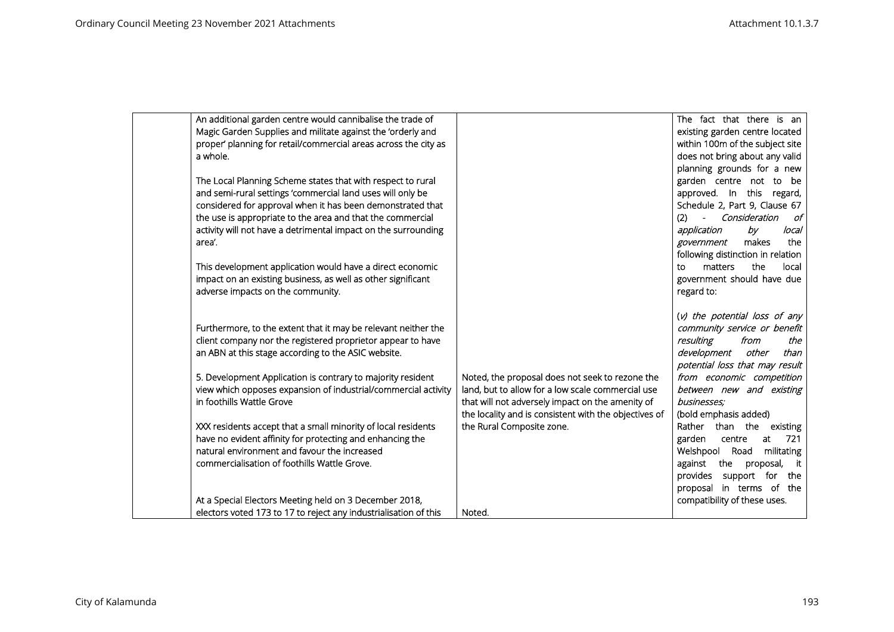| | | | |
|---|---|---|---|
| | An additional garden centre would cannibalise the trade of Magic Garden Supplies and militate against the 'orderly and proper' planning for retail/commercial areas across the city as a whole.<br><br>The Local Planning Scheme states that with respect to rural and semi-rural settings 'commercial land uses will only be considered for approval when it has been demonstrated that the use is appropriate to the area and that the commercial activity will not have a detrimental impact on the surrounding area'.<br><br>This development application would have a direct economic impact on an existing business, as well as other significant adverse impacts on the community.<br><br>Furthermore, to the extent that it may be relevant neither the client company nor the registered proprietor appear to have an ABN at this stage according to the ASIC website.<br><br>5. Development Application is contrary to majority resident view which opposes expansion of industrial/commercial activity in foothills Wattle Grove<br><br>XXX residents accept that a small minority of local residents have no evident affinity for protecting and enhancing the natural environment and favour the increased commercialisation of foothills Wattle Grove.<br><br>At a Special Electors Meeting held on 3 December 2018, electors voted 173 to 17 to reject any industrialisation of this | Noted, the proposal does not seek to rezone the land, but to allow for a low scale commercial use that will not adversely impact on the amenity of the locality and is consistent with the objectives of the Rural Composite zone.<br><br>Noted. | The fact that there is an existing garden centre located within 100m of the subject site does not bring about any valid planning grounds for a new garden centre not to be approved. In this regard, Schedule 2, Part 9, Clause 67 (2) - *Consideration of application by local government* makes the following distinction in relation to matters the local government should have due regard to:<br><br>(*v) the potential loss of any community service or benefit resulting from the development other than potential loss that may result from economic competition between new and existing businesses;*<br>(bold emphasis added)<br>Rather than the existing garden centre at 721 Welshpool Road militating against the proposal, it provides support for the proposal in terms of the compatibility of these uses. |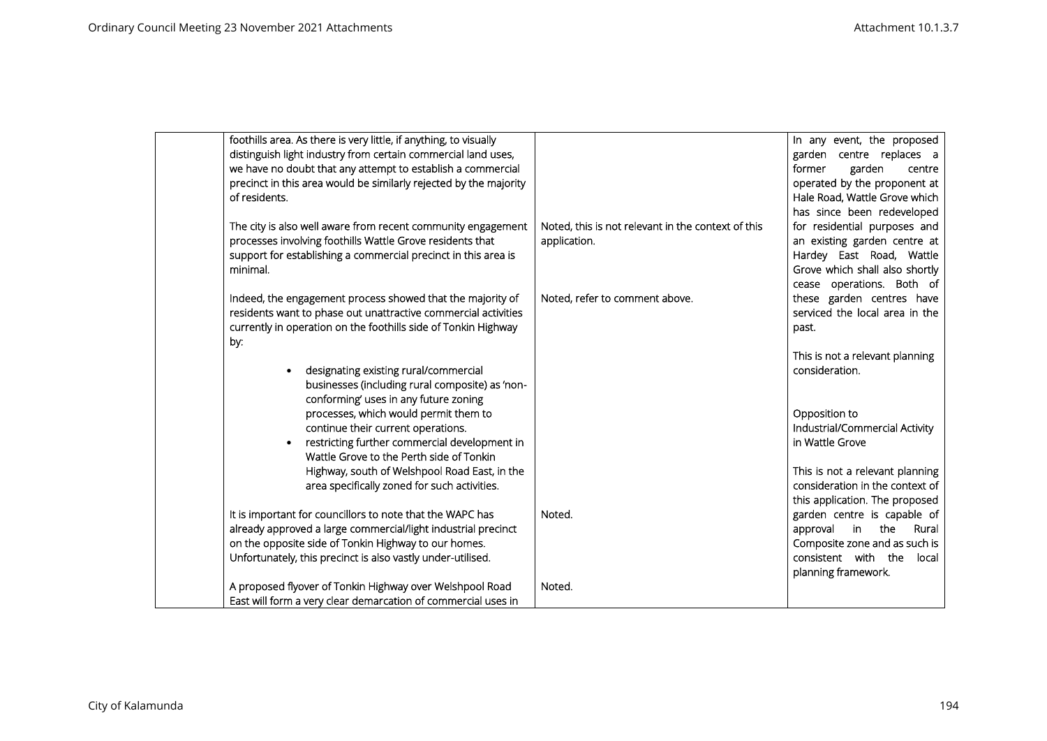| | | | |
|---|---|---|---|
| | foothills area. As there is very little, if anything, to visually distinguish light industry from certain commercial land uses, we have no doubt that any attempt to establish a commercial precinct in this area would be similarly rejected by the majority of residents.<br><br>The city is also well aware from recent community engagement processes involving foothills Wattle Grove residents that support for establishing a commercial precinct in this area is minimal.<br><br>Indeed, the engagement process showed that the majority of residents want to phase out unattractive commercial activities currently in operation on the foothills side of Tonkin Highway by:<br><br>• designating existing rural/commercial businesses (including rural composite) as 'non-conforming' uses in any future zoning processes, which would permit them to continue their current operations.<br>• restricting further commercial development in Wattle Grove to the Perth side of Tonkin Highway, south of Welshpool Road East, in the area specifically zoned for such activities.<br><br>It is important for councillors to note that the WAPC has already approved a large commercial/light industrial precinct on the opposite side of Tonkin Highway to our homes. Unfortunately, this precinct is also vastly under-utilised.<br><br>A proposed flyover of Tonkin Highway over Welshpool Road East will form a very clear demarcation of commercial uses in | <br><br><br><br><br>Noted, this is not relevant in the context of this application.<br><br><br>Noted, refer to comment above.<br><br><br><br><br><br><br><br><br><br><br><br>Noted.<br><br><br><br>Noted. | In any event, the proposed garden centre replaces a former garden centre operated by the proponent at Hale Road, Wattle Grove which has since been redeveloped for residential purposes and an existing garden centre at Hardey East Road, Wattle Grove which shall also shortly cease operations. Both of these garden centres have serviced the local area in the past.<br><br>This is not a relevant planning consideration.<br><br><br>Opposition to Industrial/Commercial Activity in Wattle Grove<br><br>This is not a relevant planning consideration in the context of this application. The proposed garden centre is capable of approval in the Rural Composite zone and as such is consistent with the local planning framework. |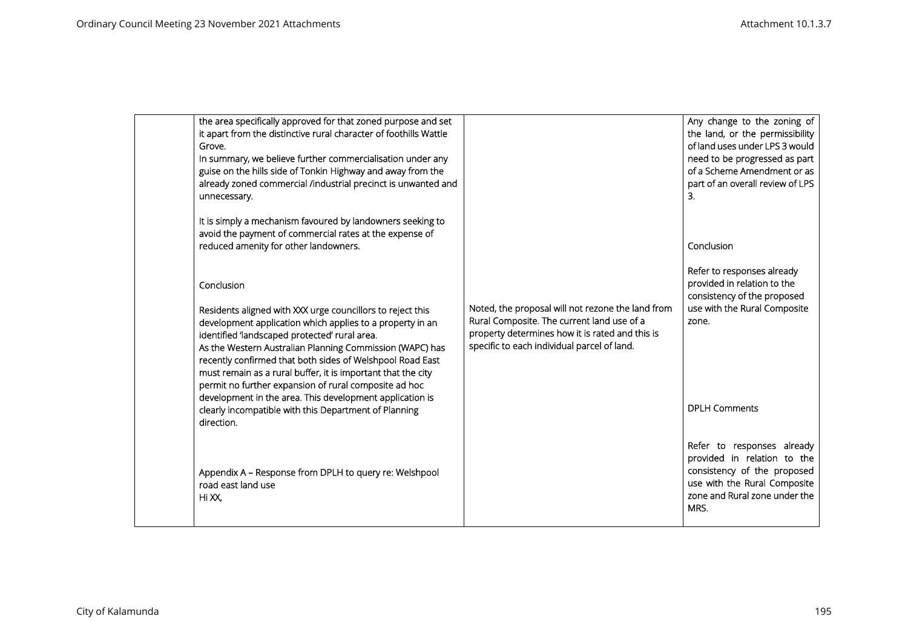| | | | |
|---|---|---|---|
| | the area specifically approved for that zoned purpose and set it apart from the distinctive rural character of foothills Wattle Grove.<br>In summary, we believe further commercialisation under any guise on the hills side of Tonkin Highway and away from the already zoned commercial /industrial precinct is unwanted and unnecessary.<br><br>It is simply a mechanism favoured by landowners seeking to avoid the payment of commercial rates at the expense of reduced amenity for other landowners. | Noted, the proposal will not rezone the land from Rural Composite. The current land use of a property determines how it is rated and this is specific to each individual parcel of land. | Any change to the zoning of the land, or the permissibility of land uses under LPS 3 would need to be progressed as part of a Scheme Amendment or as part of an overall review of LPS 3. |
| | Conclusion<br><br>Residents aligned with XXX urge councillors to reject this development application which applies to a property in an identified 'landscaped protected' rural area.<br>As the Western Australian Planning Commission (WAPC) has recently confirmed that both sides of Welshpool Road East must remain as a rural buffer, it is important that the city permit no further expansion of rural composite ad hoc development in the area. This development application is clearly incompatible with this Department of Planning direction. | | Conclusion<br><br>Refer to responses already provided in relation to the consistency of the proposed use with the Rural Composite zone. |
| | Appendix A – Response from DPLH to query re: Welshpool road east land use<br>Hi XX, | | DPLH Comments<br><br>Refer to responses already provided in relation to the consistency of the proposed use with the Rural Composite zone and Rural zone under the MRS. |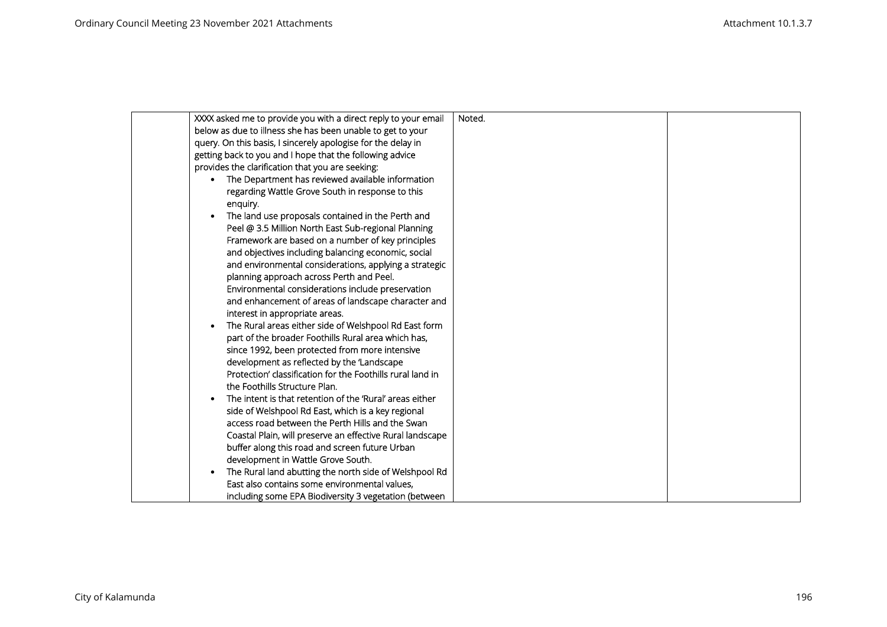| | | | |
|---|---|---|---|
| | XXXX asked me to provide you with a direct reply to your email below as due to illness she has been unable to get to your query. On this basis, I sincerely apologise for the delay in getting back to you and I hope that the following advice provides the clarification that you are seeking:<br>• The Department has reviewed available information regarding Wattle Grove South in response to this enquiry.<br>• The land use proposals contained in the Perth and Peel @ 3.5 Million North East Sub-regional Planning Framework are based on a number of key principles and objectives including balancing economic, social and environmental considerations, applying a strategic planning approach across Perth and Peel. Environmental considerations include preservation and enhancement of areas of landscape character and interest in appropriate areas.<br>• The Rural areas either side of Welshpool Rd East form part of the broader Foothills Rural area which has, since 1992, been protected from more intensive development as reflected by the 'Landscape Protection' classification for the Foothills rural land in the Foothills Structure Plan.<br>• The intent is that retention of the 'Rural' areas either side of Welshpool Rd East, which is a key regional access road between the Perth Hills and the Swan Coastal Plain, will preserve an effective Rural landscape buffer along this road and screen future Urban development in Wattle Grove South.<br>• The Rural land abutting the north side of Welshpool Rd East also contains some environmental values, including some EPA Biodiversity 3 vegetation (between | Noted. | |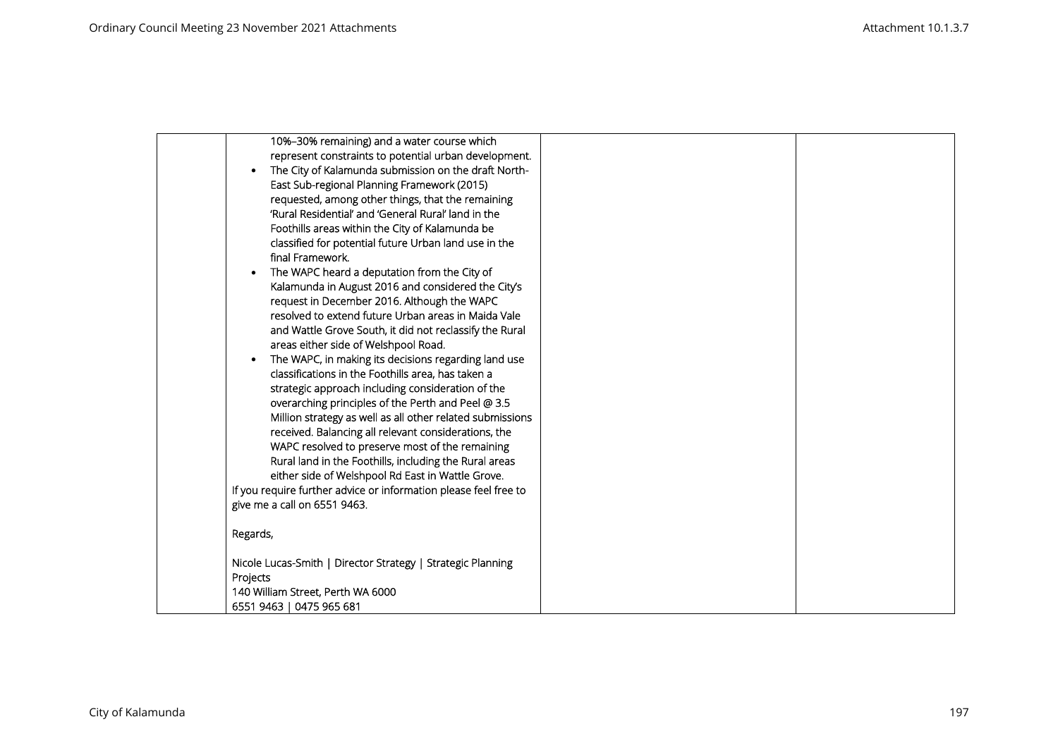| | | | |
|---|---|---|---|
| | 10%–30% remaining) and a water course which represent constraints to potential urban development.<br>• The City of Kalamunda submission on the draft North-East Sub-regional Planning Framework (2015) requested, among other things, that the remaining 'Rural Residential' and 'General Rural' land in the Foothills areas within the City of Kalamunda be classified for potential future Urban land use in the final Framework.<br>• The WAPC heard a deputation from the City of Kalamunda in August 2016 and considered the City's request in December 2016. Although the WAPC resolved to extend future Urban areas in Maida Vale and Wattle Grove South, it did not reclassify the Rural areas either side of Welshpool Road.<br>• The WAPC, in making its decisions regarding land use classifications in the Foothills area, has taken a strategic approach including consideration of the overarching principles of the Perth and Peel @ 3.5 Million strategy as well as all other related submissions received. Balancing all relevant considerations, the WAPC resolved to preserve most of the remaining Rural land in the Foothills, including the Rural areas either side of Welshpool Rd East in Wattle Grove.<br>If you require further advice or information please feel free to give me a call on 6551 9463.<br><br>Regards,<br><br>Nicole Lucas-Smith \| Director Strategy \| Strategic Planning Projects<br>140 William Street, Perth WA 6000<br>6551 9463 \| 0475 965 681 | | |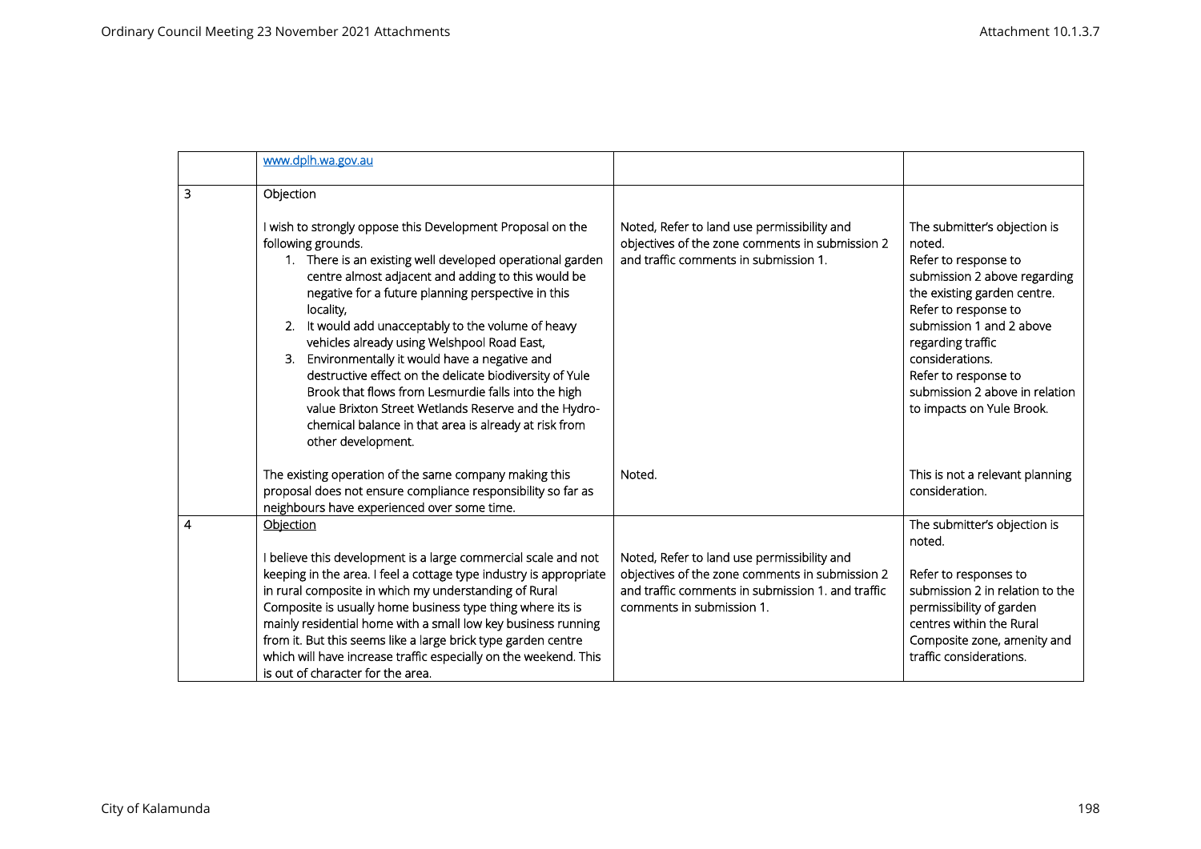| | | | |
|---|---|---|---|
| | www.dplh.wa.gov.au | | |
| 3 | Objection<br><br>I wish to strongly oppose this Development Proposal on the following grounds.<br>1. There is an existing well developed operational garden centre almost adjacent and adding to this would be negative for a future planning perspective in this locality,<br>2. It would add unacceptably to the volume of heavy vehicles already using Welshpool Road East,<br>3. Environmentally it would have a negative and destructive effect on the delicate biodiversity of Yule Brook that flows from Lesmurdie falls into the high value Brixton Street Wetlands Reserve and the Hydro-chemical balance in that area is already at risk from other development. | Noted, Refer to land use permissibility and objectives of the zone comments in submission 2 and traffic comments in submission 1. | The submitter's objection is noted.<br>Refer to response to submission 2 above regarding the existing garden centre.<br>Refer to response to submission 1 and 2 above regarding traffic considerations.<br>Refer to response to submission 2 above in relation to impacts on Yule Brook. |
| | The existing operation of the same company making this proposal does not ensure compliance responsibility so far as neighbours have experienced over some time. | Noted. | This is not a relevant planning consideration. |
| 4 | <u>Objection</u><br><br>I believe this development is a large commercial scale and not keeping in the area. I feel a cottage type industry is appropriate in rural composite in which my understanding of Rural Composite is usually home business type thing where its is mainly residential home with a small low key business running from it. But this seems like a large brick type garden centre which will have increase traffic especially on the weekend. This is out of character for the area. | Noted, Refer to land use permissibility and objectives of the zone comments in submission 2 and traffic comments in submission 1. and traffic comments in submission 1. | The submitter's objection is noted.<br><br>Refer to responses to submission 2 in relation to the permissibility of garden centres within the Rural Composite zone, amenity and traffic considerations. |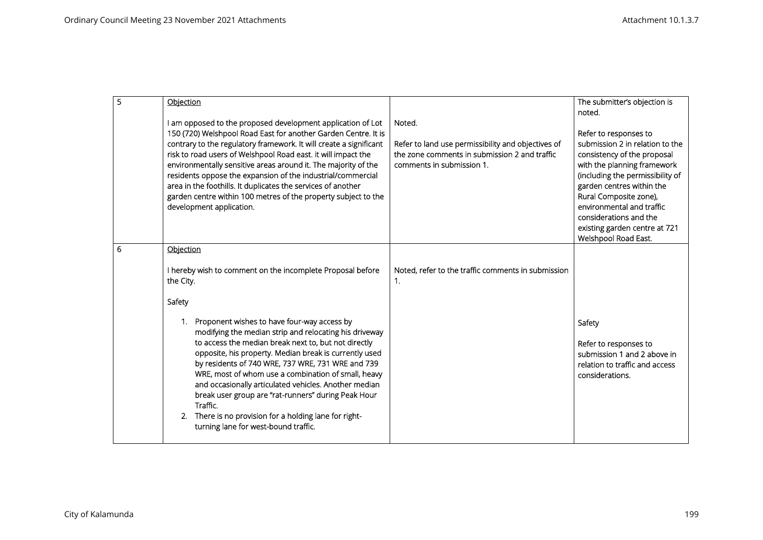| | | | |
|---|---|---|---|
| 5 | <u>Objection</u><br><br>I am opposed to the proposed development application of Lot 150 (720) Welshpool Road East for another Garden Centre. It is contrary to the regulatory framework. It will create a significant risk to road users of Welshpool Road east. it will impact the environmentally sensitive areas around it. The majority of the residents oppose the expansion of the industrial/commercial area in the foothills. It duplicates the services of another garden centre within 100 metres of the property subject to the development application. | Noted.<br><br>Refer to land use permissibility and objectives of the zone comments in submission 2 and traffic comments in submission 1. | The submitter's objection is noted.<br><br>Refer to responses to submission 2 in relation to the consistency of the proposal with the planning framework (including the permissibility of garden centres within the Rural Composite zone), environmental and traffic considerations and the existing garden centre at 721 Welshpool Road East. |
| 6 | <u>Objection</u><br><br>I hereby wish to comment on the incomplete Proposal before the City.<br><br>Safety<br><br>1. Proponent wishes to have four-way access by modifying the median strip and relocating his driveway to access the median break next to, but not directly opposite, his property. Median break is currently used by residents of 740 WRE, 737 WRE, 731 WRE and 739 WRE, most of whom use a combination of small, heavy and occasionally articulated vehicles. Another median break user group are "rat-runners" during Peak Hour Traffic.<br>2. There is no provision for a holding lane for right-turning lane for west-bound traffic. | Noted, refer to the traffic comments in submission 1. | Safety<br><br>Refer to responses to submission 1 and 2 above in relation to traffic and access considerations. |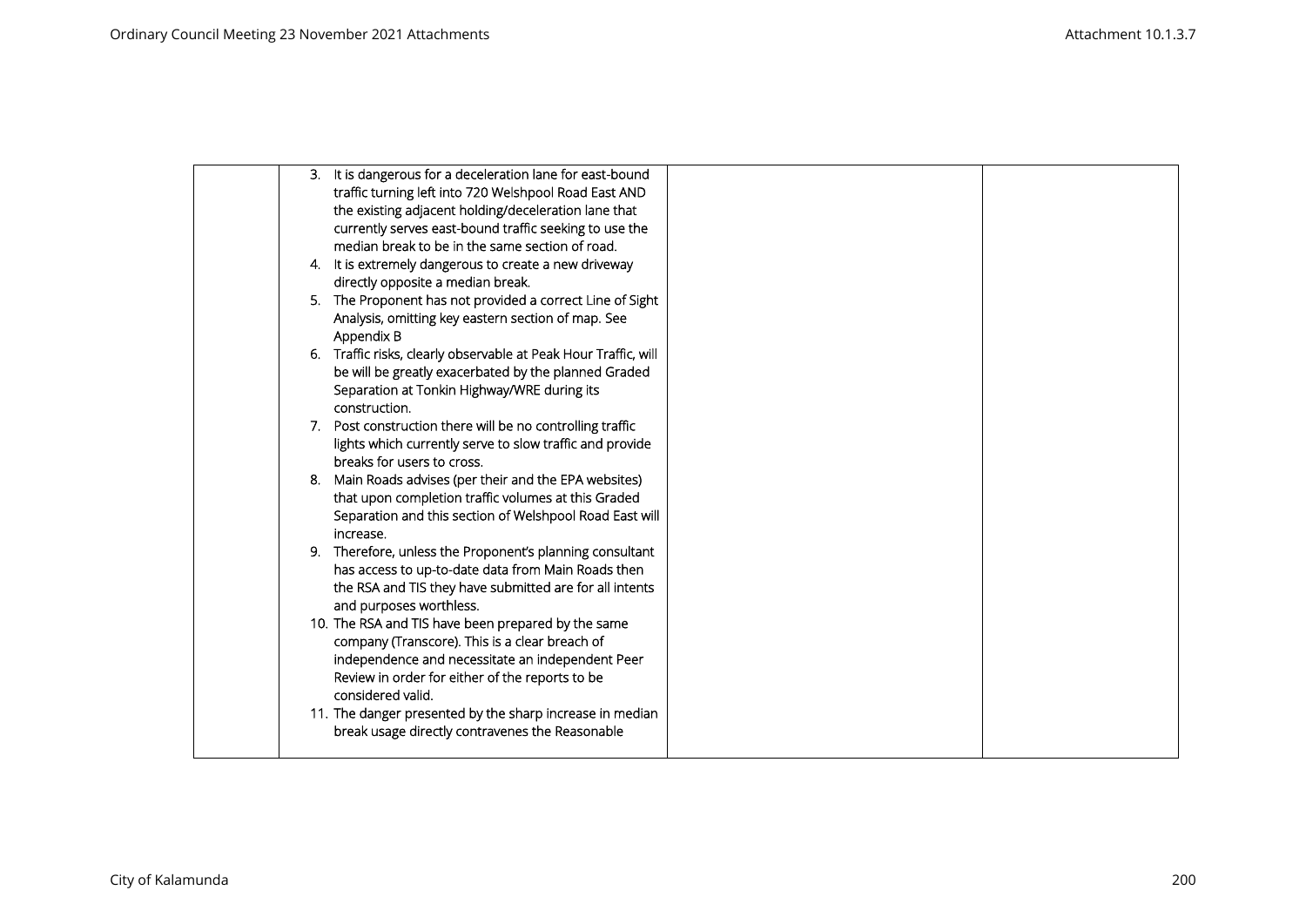|  | 3. It is dangerous for a deceleration lane for east-bound traffic turning left into 720 Welshpool Road East AND the existing adjacent holding/deceleration lane that currently serves east-bound traffic seeking to use the median break to be in the same section of road.<br>4. It is extremely dangerous to create a new driveway directly opposite a median break.<br>5. The Proponent has not provided a correct Line of Sight Analysis, omitting key eastern section of map. See Appendix B<br>6. Traffic risks, clearly observable at Peak Hour Traffic, will be will be greatly exacerbated by the planned Graded Separation at Tonkin Highway/WRE during its construction.<br>7. Post construction there will be no controlling traffic lights which currently serve to slow traffic and provide breaks for users to cross.<br>8. Main Roads advises (per their and the EPA websites) that upon completion traffic volumes at this Graded Separation and this section of Welshpool Road East will increase.<br>9. Therefore, unless the Proponent's planning consultant has access to up-to-date data from Main Roads then the RSA and TIS they have submitted are for all intents and purposes worthless.<br>10. The RSA and TIS have been prepared by the same company (Transcore). This is a clear breach of independence and necessitate an independent Peer Review in order for either of the reports to be considered valid.<br>11. The danger presented by the sharp increase in median break usage directly contravenes the Reasonable |  |  |
|---|---|---|---|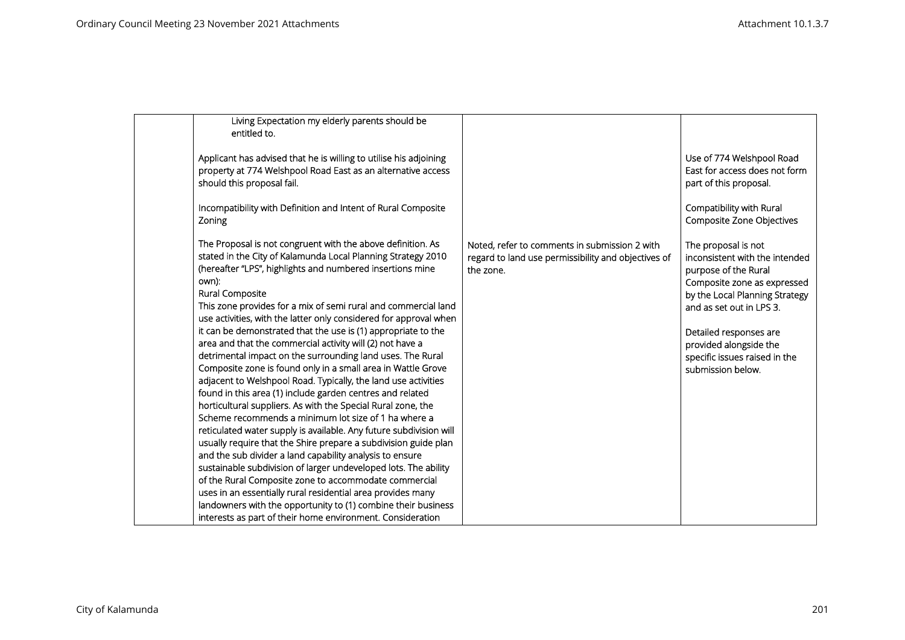| | | | |
|---|---|---|---|
| | Living Expectation my elderly parents should be entitled to.<br><br>Applicant has advised that he is willing to utilise his adjoining property at 774 Welshpool Road East as an alternative access should this proposal fail.<br><br>Incompatibility with Definition and Intent of Rural Composite Zoning<br><br>The Proposal is not congruent with the above definition. As stated in the City of Kalamunda Local Planning Strategy 2010 (hereafter "LPS", highlights and numbered insertions mine own):<br>Rural Composite<br>This zone provides for a mix of semi rural and commercial land use activities, with the latter only considered for approval when it can be demonstrated that the use is (1) appropriate to the area and that the commercial activity will (2) not have a detrimental impact on the surrounding land uses. The Rural Composite zone is found only in a small area in Wattle Grove adjacent to Welshpool Road. Typically, the land use activities found in this area (1) include garden centres and related horticultural suppliers. As with the Special Rural zone, the Scheme recommends a minimum lot size of 1 ha where a reticulated water supply is available. Any future subdivision will usually require that the Shire prepare a subdivision guide plan and the sub divider a land capability analysis to ensure sustainable subdivision of larger undeveloped lots. The ability of the Rural Composite zone to accommodate commercial uses in an essentially rural residential area provides many landowners with the opportunity to (1) combine their business interests as part of their home environment. Consideration | Noted, refer to comments in submission 2 with regard to land use permissibility and objectives of the zone. | Use of 774 Welshpool Road East for access does not form part of this proposal.<br><br>Compatibility with Rural Composite Zone Objectives<br><br>The proposal is not inconsistent with the intended purpose of the Rural Composite zone as expressed by the Local Planning Strategy and as set out in LPS 3.<br><br>Detailed responses are provided alongside the specific issues raised in the submission below. |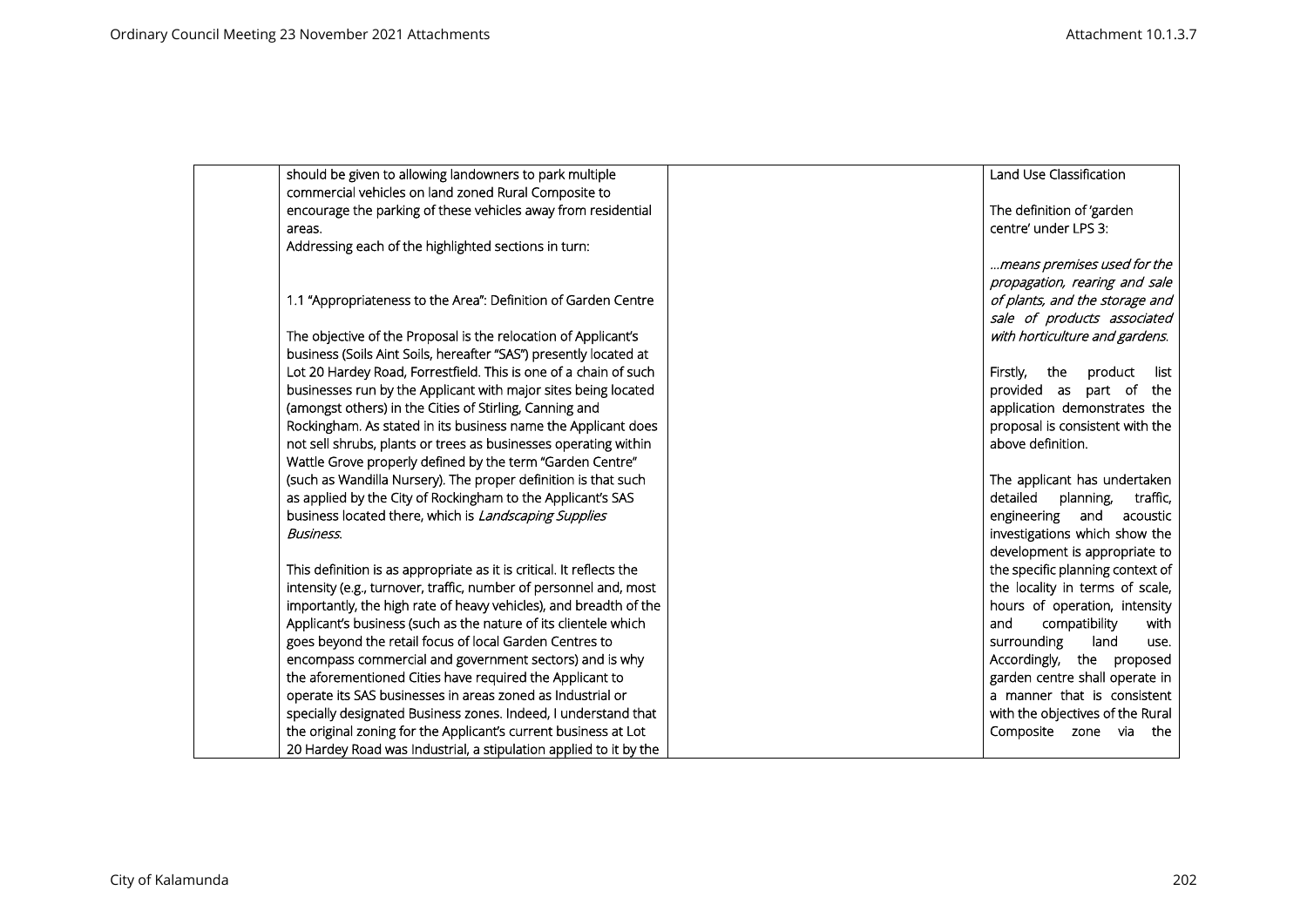| | should be given to allowing landowners to park multiple commercial vehicles on land zoned Rural Composite to encourage the parking of these vehicles away from residential areas.<br>Addressing each of the highlighted sections in turn:<br><br>1.1 "Appropriateness to the Area": Definition of Garden Centre<br><br>The objective of the Proposal is the relocation of Applicant's business (Soils Aint Soils, hereafter "SAS") presently located at Lot 20 Hardey Road, Forrestfield. This is one of a chain of such businesses run by the Applicant with major sites being located (amongst others) in the Cities of Stirling, Canning and Rockingham. As stated in its business name the Applicant does not sell shrubs, plants or trees as businesses operating within Wattle Grove properly defined by the term "Garden Centre" (such as Wandilla Nursery). The proper definition is that such as applied by the City of Rockingham to the Applicant's SAS business located there, which is *Landscaping Supplies Business*.<br><br>This definition is as appropriate as it is critical. It reflects the intensity (e.g., turnover, traffic, number of personnel and, most importantly, the high rate of heavy vehicles), and breadth of the Applicant's business (such as the nature of its clientele which goes beyond the retail focus of local Garden Centres to encompass commercial and government sectors) and is why the aforementioned Cities have required the Applicant to operate its SAS businesses in areas zoned as Industrial or specially designated Business zones. Indeed, I understand that the original zoning for the Applicant's current business at Lot 20 Hardey Road was Industrial, a stipulation applied to it by the | | Land Use Classification<br><br>The definition of 'garden centre' under LPS 3:<br><br>*…means premises used for the propagation, rearing and sale of plants, and the storage and sale of products associated with horticulture and gardens.*<br><br>Firstly, the product list provided as part of the application demonstrates the proposal is consistent with the above definition.<br><br>The applicant has undertaken detailed planning, traffic, engineering and acoustic investigations which show the development is appropriate to the specific planning context of the locality in terms of scale, hours of operation, intensity and compatibility with surrounding land use. Accordingly, the proposed garden centre shall operate in a manner that is consistent with the objectives of the Rural Composite zone via the |
|---|---|---|---|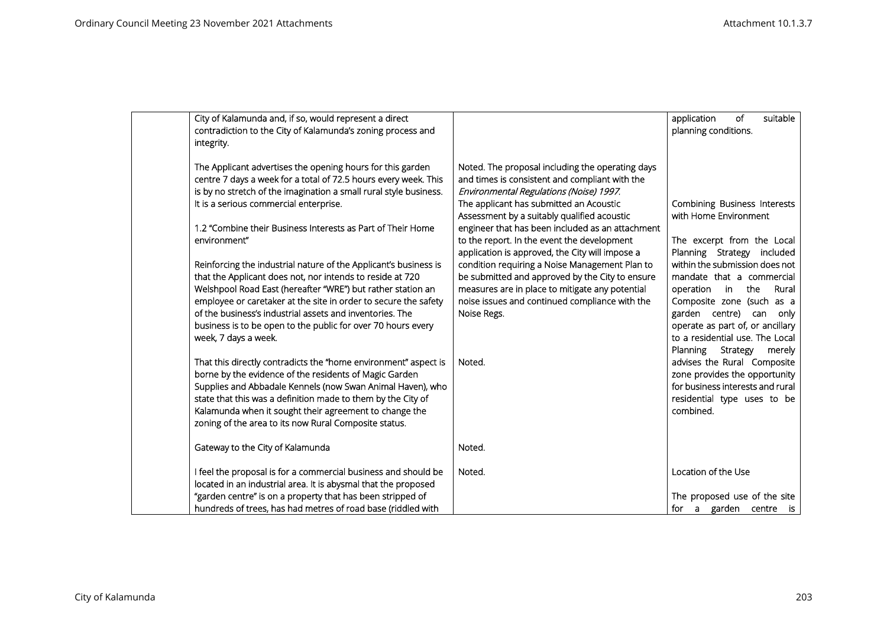| | | | |
|---|---|---|---|
| | City of Kalamunda and, if so, would represent a direct contradiction to the City of Kalamunda's zoning process and integrity.<br><br>The Applicant advertises the opening hours for this garden centre 7 days a week for a total of 72.5 hours every week. This is by no stretch of the imagination a small rural style business. It is a serious commercial enterprise.<br><br>1.2 "Combine their Business Interests as Part of Their Home environment"<br><br>Reinforcing the industrial nature of the Applicant's business is that the Applicant does not, nor intends to reside at 720 Welshpool Road East (hereafter "WRE") but rather station an employee or caretaker at the site in order to secure the safety of the business's industrial assets and inventories. The business is to be open to the public for over 70 hours every week, 7 days a week.<br><br>That this directly contradicts the "home environment" aspect is borne by the evidence of the residents of Magic Garden Supplies and Abbadale Kennels (now Swan Animal Haven), who state that this was a definition made to them by the City of Kalamunda when it sought their agreement to change the zoning of the area to its now Rural Composite status.<br><br>Gateway to the City of Kalamunda<br><br>I feel the proposal is for a commercial business and should be located in an industrial area. It is abysmal that the proposed "garden centre" is on a property that has been stripped of hundreds of trees, has had metres of road base (riddled with | Noted. The proposal including the operating days and times is consistent and compliant with the *Environmental Regulations (Noise) 1997.*<br>The applicant has submitted an Acoustic Assessment by a suitably qualified acoustic engineer that has been included as an attachment to the report. In the event the development application is approved, the City will impose a condition requiring a Noise Management Plan to be submitted and approved by the City to ensure measures are in place to mitigate any potential noise issues and continued compliance with the Noise Regs.<br><br>Noted.<br><br>Noted.<br><br>Noted. | application of suitable planning conditions.<br><br>Combining Business Interests with Home Environment<br><br>The excerpt from the Local Planning Strategy included within the submission does not mandate that a commercial operation in the Rural Composite zone (such as a garden centre) can only operate as part of, or ancillary to a residential use. The Local Planning Strategy merely advises the Rural Composite zone provides the opportunity for business interests and rural residential type uses to be combined.<br><br>Location of the Use<br><br>The proposed use of the site for a garden centre is |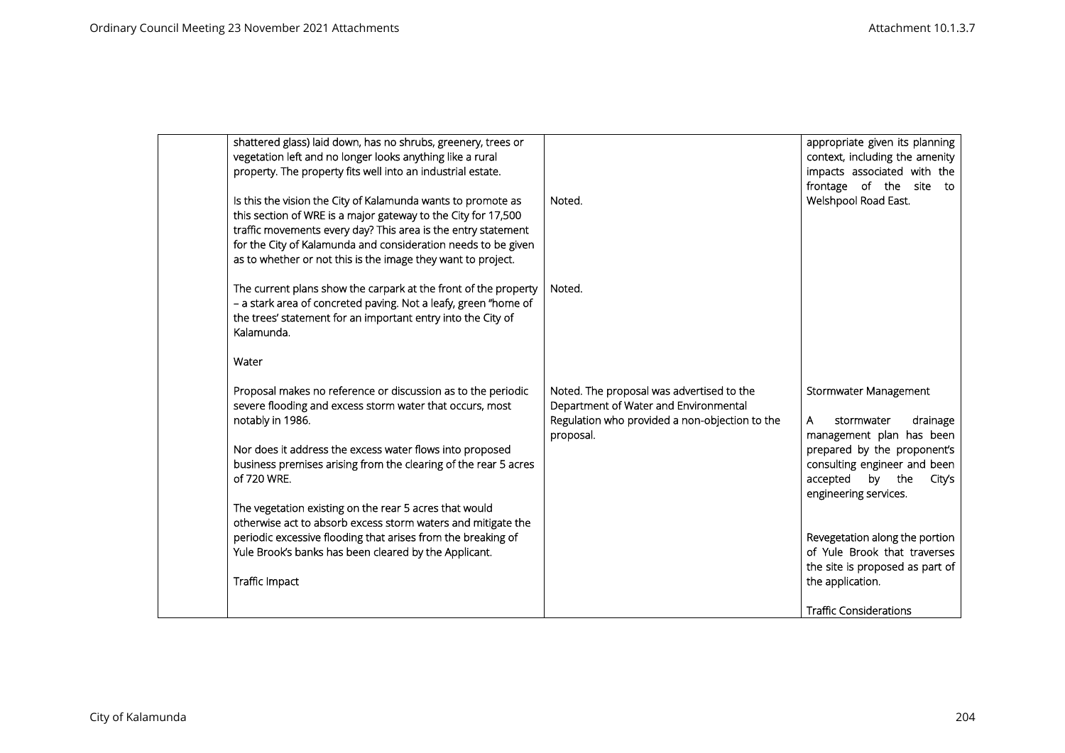| | | | |
|---|---|---|---|
| | shattered glass) laid down, has no shrubs, greenery, trees or vegetation left and no longer looks anything like a rural property. The property fits well into an industrial estate.<br><br>Is this the vision the City of Kalamunda wants to promote as this section of WRE is a major gateway to the City for 17,500 traffic movements every day? This area is the entry statement for the City of Kalamunda and consideration needs to be given as to whether or not this is the image they want to project.<br><br>The current plans show the carpark at the front of the property – a stark area of concreted paving. Not a leafy, green "home of the trees' statement for an important entry into the City of Kalamunda.<br><br>Water<br><br>Proposal makes no reference or discussion as to the periodic severe flooding and excess storm water that occurs, most notably in 1986.<br><br>Nor does it address the excess water flows into proposed business premises arising from the clearing of the rear 5 acres of 720 WRE.<br><br>The vegetation existing on the rear 5 acres that would otherwise act to absorb excess storm waters and mitigate the periodic excessive flooding that arises from the breaking of Yule Brook's banks has been cleared by the Applicant.<br><br>Traffic Impact | Noted.<br><br>Noted.<br><br>Noted. The proposal was advertised to the Department of Water and Environmental Regulation who provided a non-objection to the proposal. | appropriate given its planning context, including the amenity impacts associated with the frontage of the site to Welshpool Road East.<br><br>Stormwater Management<br><br>A stormwater drainage management plan has been prepared by the proponent's consulting engineer and been accepted by the City's engineering services.<br><br>Revegetation along the portion of Yule Brook that traverses the site is proposed as part of the application.<br><br>Traffic Considerations |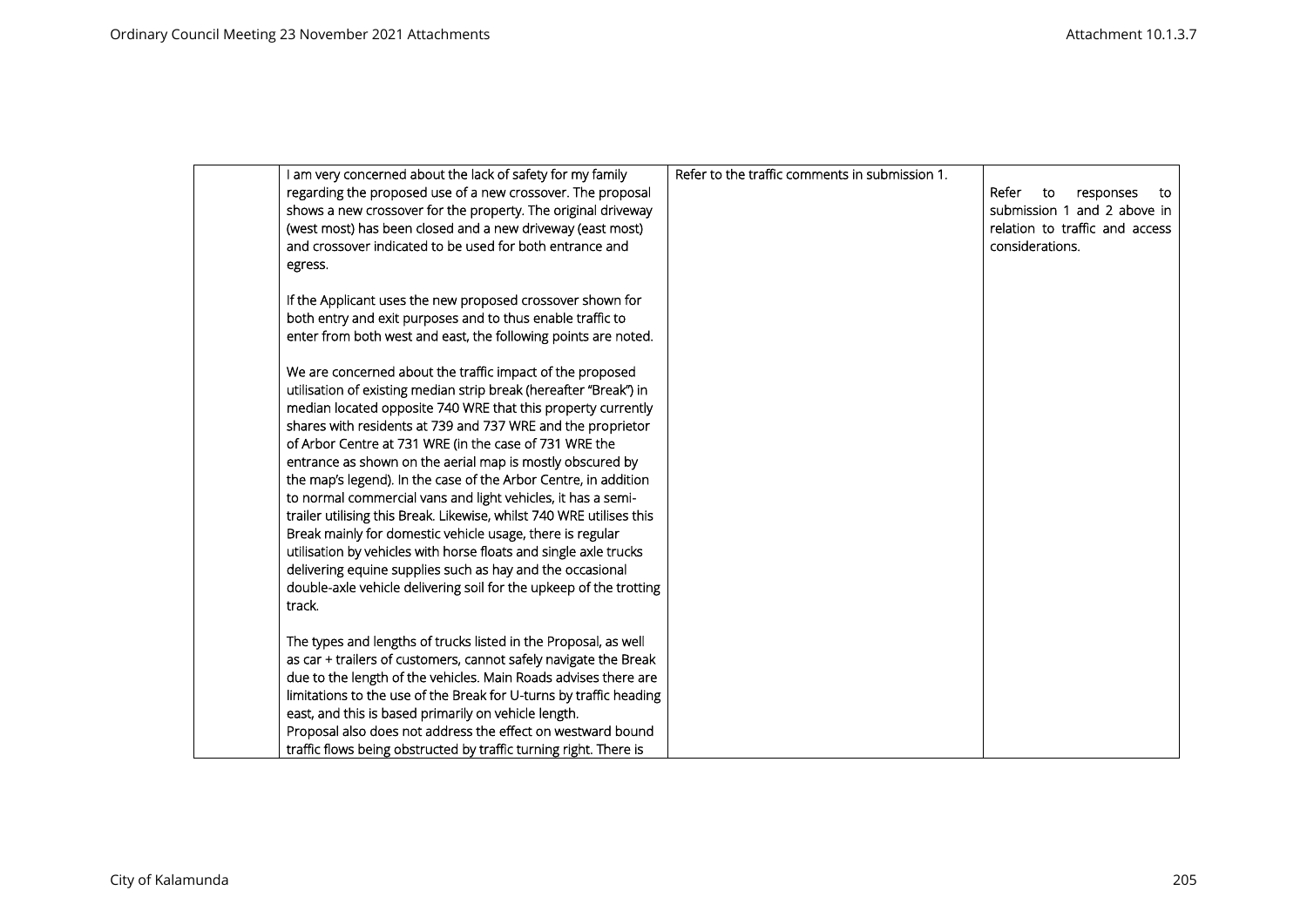| | | | |
|---|---|---|---|
| | I am very concerned about the lack of safety for my family regarding the proposed use of a new crossover. The proposal shows a new crossover for the property. The original driveway (west most) has been closed and a new driveway (east most) and crossover indicated to be used for both entrance and egress.<br><br>If the Applicant uses the new proposed crossover shown for both entry and exit purposes and to thus enable traffic to enter from both west and east, the following points are noted.<br><br>We are concerned about the traffic impact of the proposed utilisation of existing median strip break (hereafter "Break") in median located opposite 740 WRE that this property currently shares with residents at 739 and 737 WRE and the proprietor of Arbor Centre at 731 WRE (in the case of 731 WRE the entrance as shown on the aerial map is mostly obscured by the map's legend). In the case of the Arbor Centre, in addition to normal commercial vans and light vehicles, it has a semi-trailer utilising this Break. Likewise, whilst 740 WRE utilises this Break mainly for domestic vehicle usage, there is regular utilisation by vehicles with horse floats and single axle trucks delivering equine supplies such as hay and the occasional double-axle vehicle delivering soil for the upkeep of the trotting track.<br><br>The types and lengths of trucks listed in the Proposal, as well as car + trailers of customers, cannot safely navigate the Break due to the length of the vehicles. Main Roads advises there are limitations to the use of the Break for U-turns by traffic heading east, and this is based primarily on vehicle length.<br>Proposal also does not address the effect on westward bound traffic flows being obstructed by traffic turning right. There is | Refer to the traffic comments in submission 1. | Refer to responses to submission 1 and 2 above in relation to traffic and access considerations. |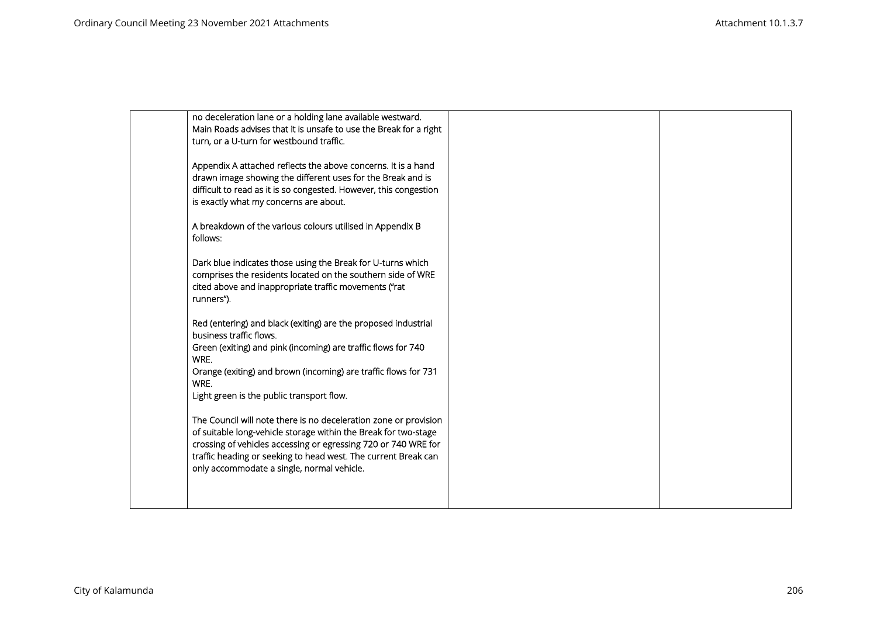|  | no deceleration lane or a holding lane available westward. Main Roads advises that it is unsafe to use the Break for a right turn, or a U-turn for westbound traffic.<br><br>Appendix A attached reflects the above concerns. It is a hand drawn image showing the different uses for the Break and is difficult to read as it is so congested. However, this congestion is exactly what my concerns are about.<br><br>A breakdown of the various colours utilised in Appendix B follows:<br><br>Dark blue indicates those using the Break for U-turns which comprises the residents located on the southern side of WRE cited above and inappropriate traffic movements ("rat runners").<br><br>Red (entering) and black (exiting) are the proposed industrial business traffic flows.<br>Green (exiting) and pink (incoming) are traffic flows for 740 WRE.<br>Orange (exiting) and brown (incoming) are traffic flows for 731 WRE.<br>Light green is the public transport flow.<br><br>The Council will note there is no deceleration zone or provision of suitable long-vehicle storage within the Break for two-stage crossing of vehicles accessing or egressing 720 or 740 WRE for traffic heading or seeking to head west. The current Break can only accommodate a single, normal vehicle. |  |  |
|---|---|---|---|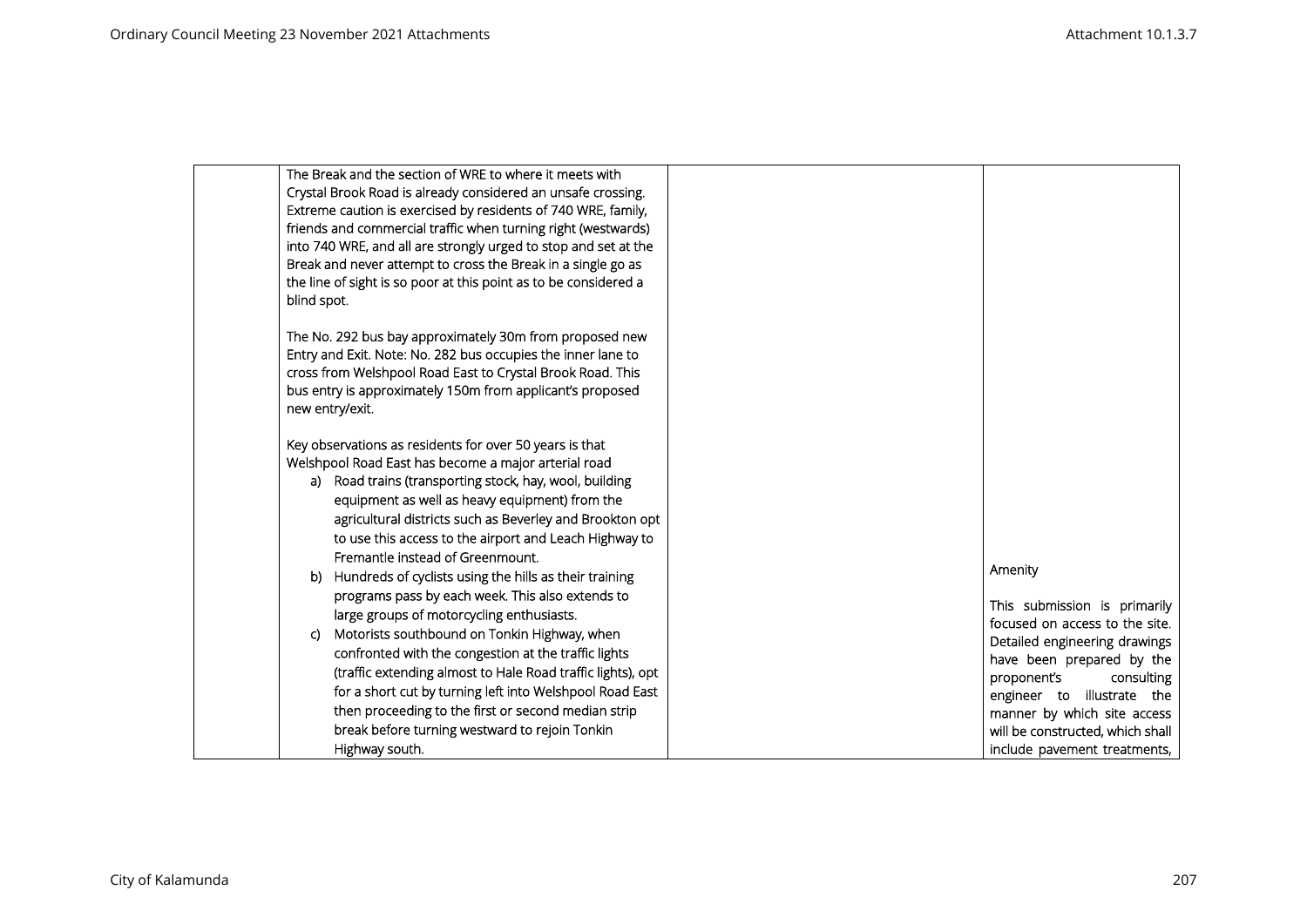|  |  |  |  |
|---|---|---|---|
|  | The Break and the section of WRE to where it meets with Crystal Brook Road is already considered an unsafe crossing. Extreme caution is exercised by residents of 740 WRE, family, friends and commercial traffic when turning right (westwards) into 740 WRE, and all are strongly urged to stop and set at the Break and never attempt to cross the Break in a single go as the line of sight is so poor at this point as to be considered a blind spot.<br><br>The No. 292 bus bay approximately 30m from proposed new Entry and Exit. Note: No. 282 bus occupies the inner lane to cross from Welshpool Road East to Crystal Brook Road. This bus entry is approximately 150m from applicant's proposed new entry/exit.<br><br>Key observations as residents for over 50 years is that Welshpool Road East has become a major arterial road<br>a) Road trains (transporting stock, hay, wool, building equipment as well as heavy equipment) from the agricultural districts such as Beverley and Brookton opt to use this access to the airport and Leach Highway to Fremantle instead of Greenmount.<br>b) Hundreds of cyclists using the hills as their training programs pass by each week. This also extends to large groups of motorcycling enthusiasts.<br>c) Motorists southbound on Tonkin Highway, when confronted with the congestion at the traffic lights (traffic extending almost to Hale Road traffic lights), opt for a short cut by turning left into Welshpool Road East then proceeding to the first or second median strip break before turning westward to rejoin Tonkin Highway south. |  | Amenity<br><br>This submission is primarily focused on access to the site. Detailed engineering drawings have been prepared by the proponent's consulting engineer to illustrate the manner by which site access will be constructed, which shall include pavement treatments, |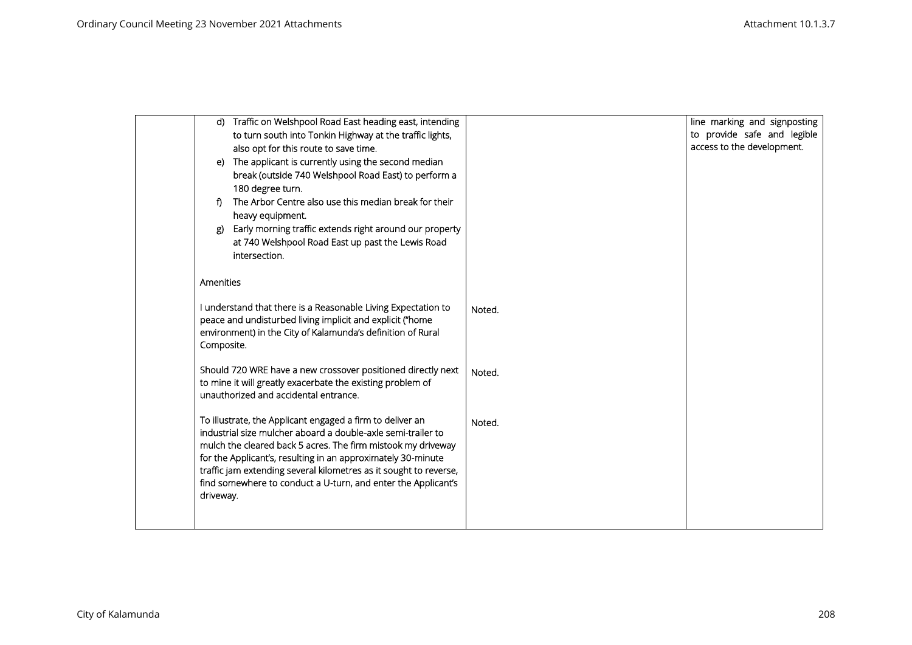| | | | |
|---|---|---|---|
| | d) Traffic on Welshpool Road East heading east, intending to turn south into Tonkin Highway at the traffic lights, also opt for this route to save time.<br>e) The applicant is currently using the second median break (outside 740 Welshpool Road East) to perform a 180 degree turn.<br>f) The Arbor Centre also use this median break for their heavy equipment.<br>g) Early morning traffic extends right around our property at 740 Welshpool Road East up past the Lewis Road intersection.<br><br>Amenities | | line marking and signposting to provide safe and legible access to the development. |
| | I understand that there is a Reasonable Living Expectation to peace and undisturbed living implicit and explicit ("home environment) in the City of Kalamunda's definition of Rural Composite. | Noted. | |
| | Should 720 WRE have a new crossover positioned directly next to mine it will greatly exacerbate the existing problem of unauthorized and accidental entrance. | Noted. | |
| | To illustrate, the Applicant engaged a firm to deliver an industrial size mulcher aboard a double-axle semi-trailer to mulch the cleared back 5 acres. The firm mistook my driveway for the Applicant's, resulting in an approximately 30-minute traffic jam extending several kilometres as it sought to reverse, find somewhere to conduct a U-turn, and enter the Applicant's driveway. | Noted. | |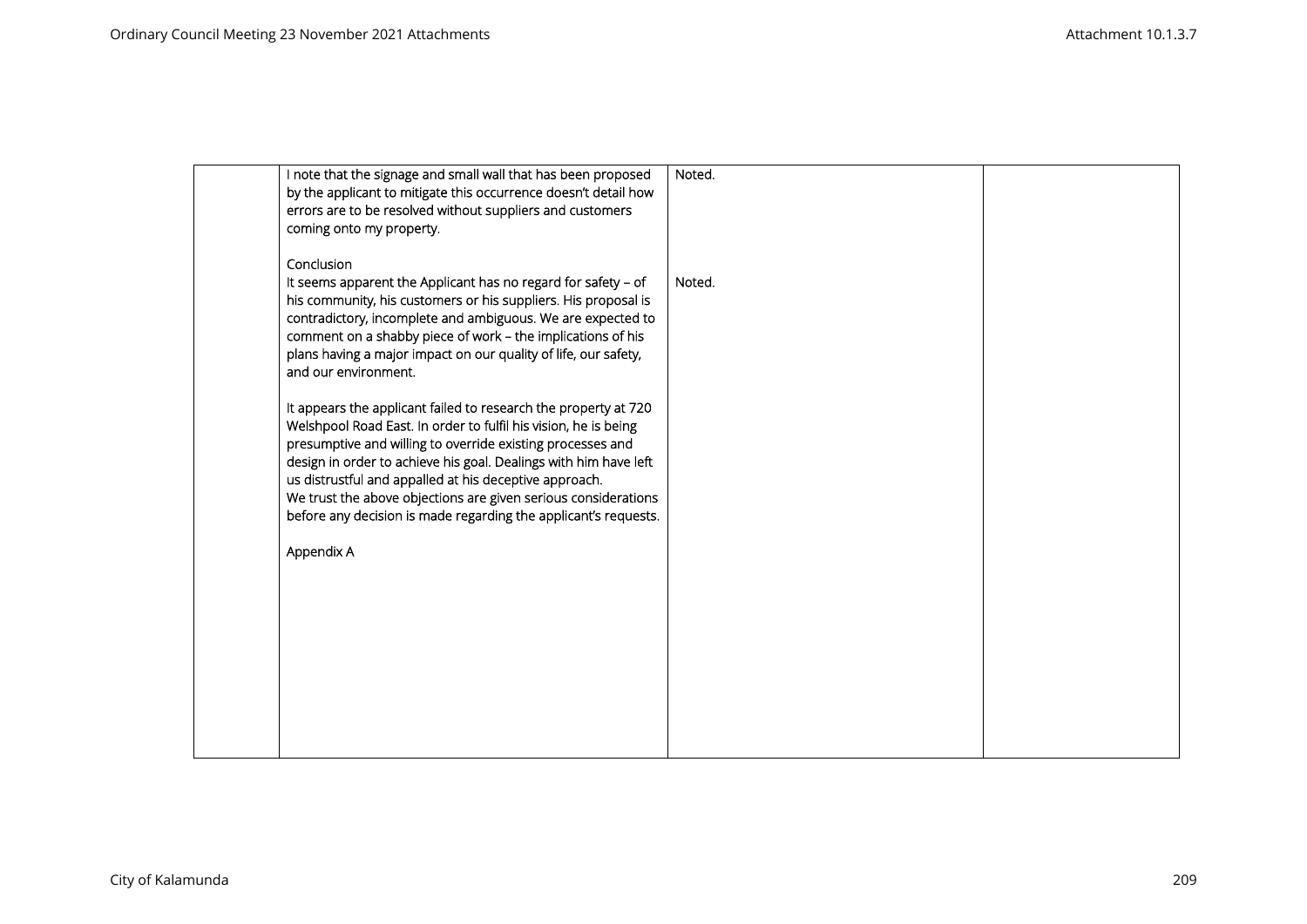| | | | |
|---|---|---|---|
| | I note that the signage and small wall that has been proposed by the applicant to mitigate this occurrence doesn't detail how errors are to be resolved without suppliers and customers coming onto my property. | Noted. | |
| | Conclusion<br>It seems apparent the Applicant has no regard for safety – of his community, his customers or his suppliers. His proposal is contradictory, incomplete and ambiguous. We are expected to comment on a shabby piece of work – the implications of his plans having a major impact on our quality of life, our safety, and our environment.<br><br>It appears the applicant failed to research the property at 720 Welshpool Road East. In order to fulfil his vision, he is being presumptive and willing to override existing processes and design in order to achieve his goal. Dealings with him have left us distrustful and appalled at his deceptive approach.<br>We trust the above objections are given serious considerations before any decision is made regarding the applicant's requests.<br><br>Appendix A | Noted. | |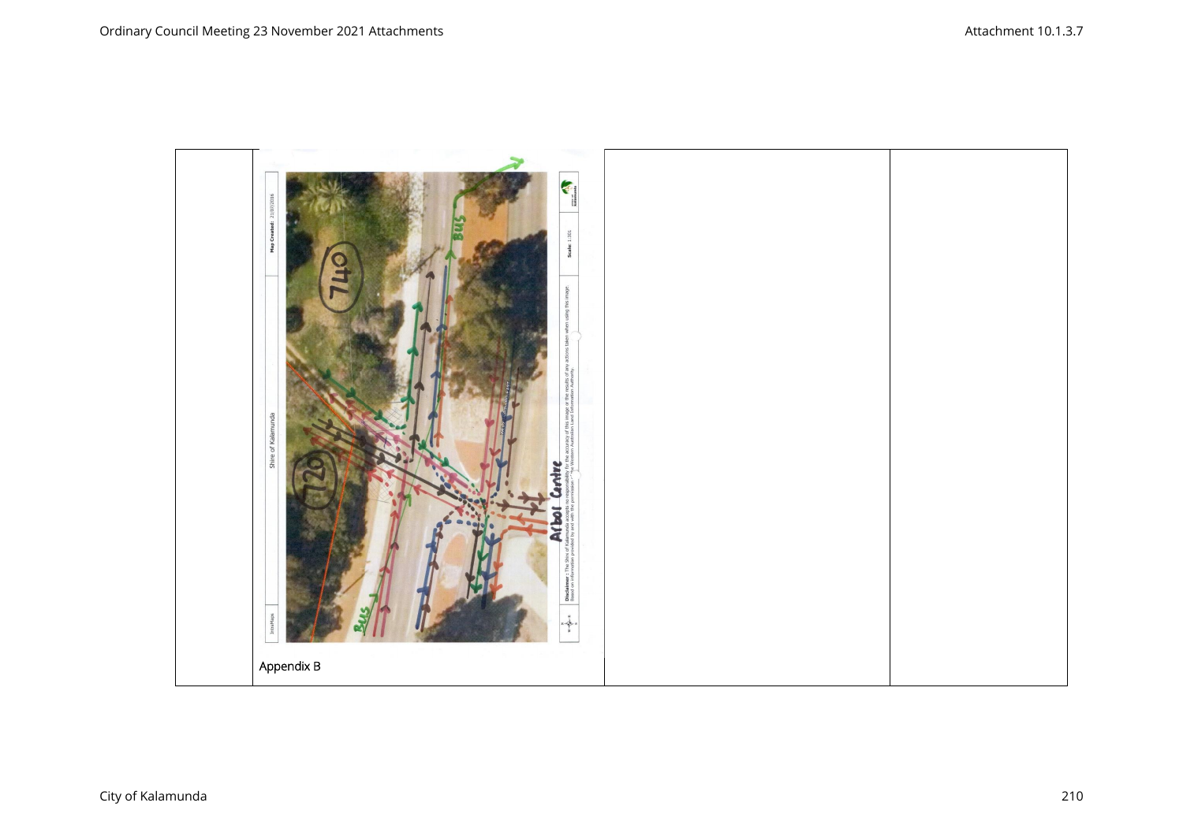| | Appendix B | | |
|---|---|---|---|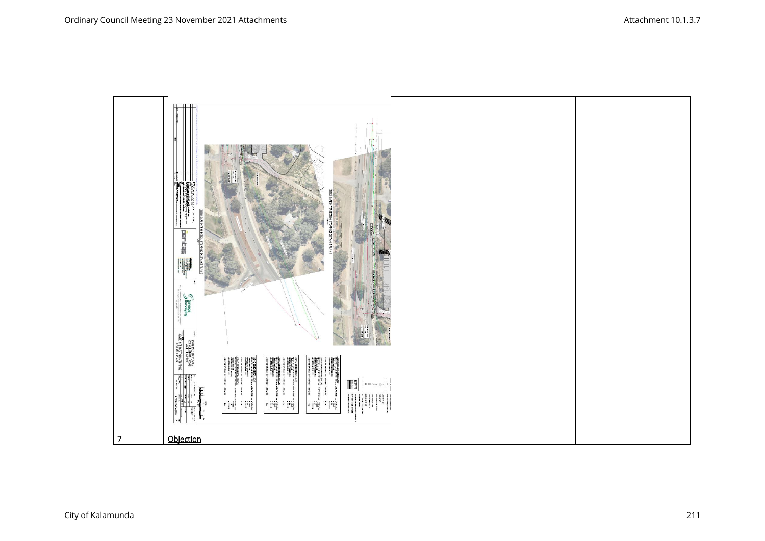| | | | |
|---|---|---|---|
| | | | |
| 7 | Objection | | |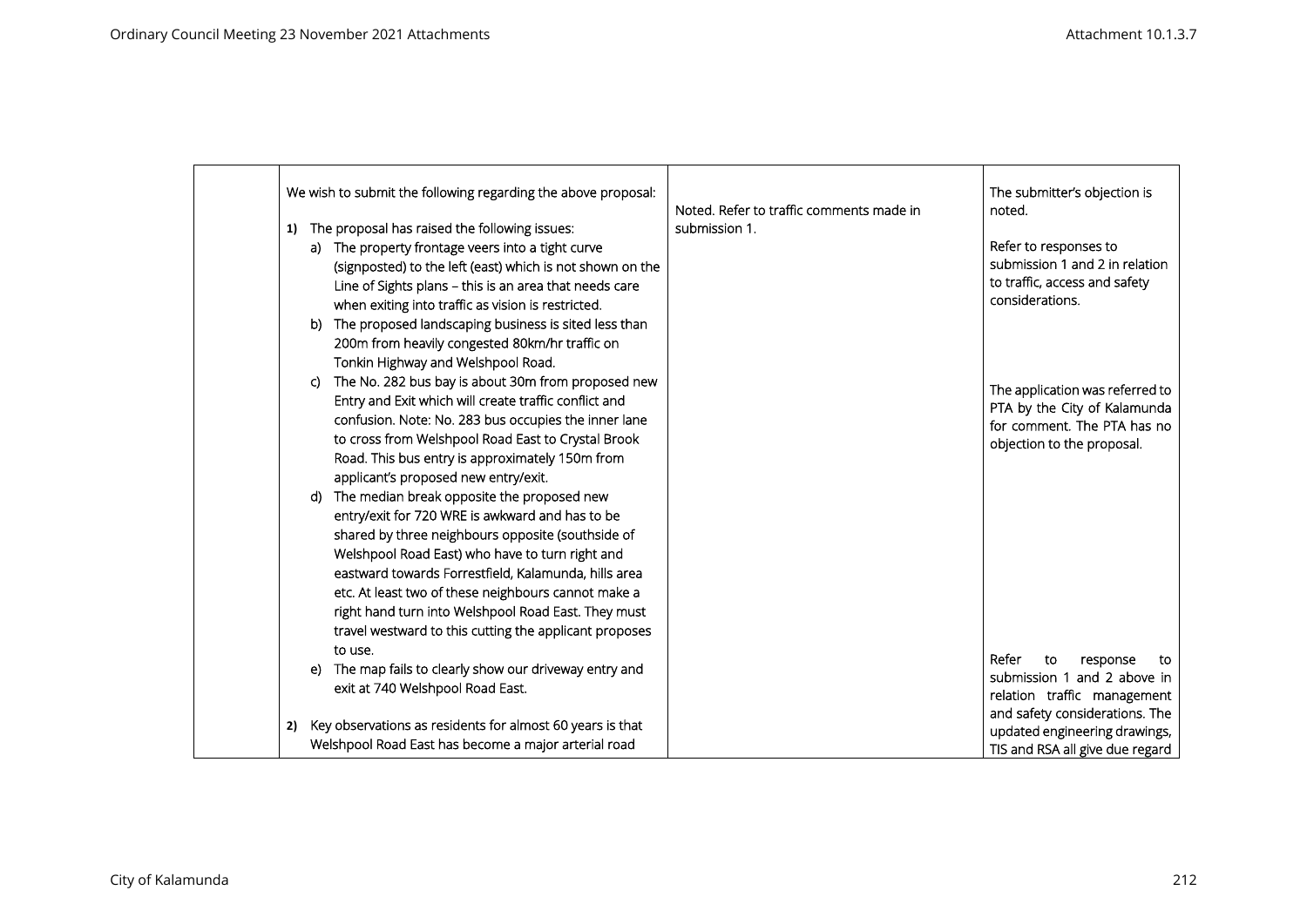| | | | |
|---|---|---|---|
| | We wish to submit the following regarding the above proposal:<br><br>**1)** The proposal has raised the following issues:<br>a) The property frontage veers into a tight curve (signposted) to the left (east) which is not shown on the Line of Sights plans – this is an area that needs care when exiting into traffic as vision is restricted.<br>b) The proposed landscaping business is sited less than 200m from heavily congested 80km/hr traffic on Tonkin Highway and Welshpool Road.<br>c) The No. 282 bus bay is about 30m from proposed new Entry and Exit which will create traffic conflict and confusion. Note: No. 283 bus occupies the inner lane to cross from Welshpool Road East to Crystal Brook Road. This bus entry is approximately 150m from applicant's proposed new entry/exit.<br>d) The median break opposite the proposed new entry/exit for 720 WRE is awkward and has to be shared by three neighbours opposite (southside of Welshpool Road East) who have to turn right and eastward towards Forrestfield, Kalamunda, hills area etc. At least two of these neighbours cannot make a right hand turn into Welshpool Road East. They must travel westward to this cutting the applicant proposes to use.<br>e) The map fails to clearly show our driveway entry and exit at 740 Welshpool Road East.<br><br>**2)** Key observations as residents for almost 60 years is that Welshpool Road East has become a major arterial road | Noted. Refer to traffic comments made in submission 1. | The submitter's objection is noted.<br><br>Refer to responses to submission 1 and 2 in relation to traffic, access and safety considerations.<br><br>The application was referred to PTA by the City of Kalamunda for comment. The PTA has no objection to the proposal.<br><br>Refer to response to submission 1 and 2 above in relation traffic management and safety considerations. The updated engineering drawings, TIS and RSA all give due regard |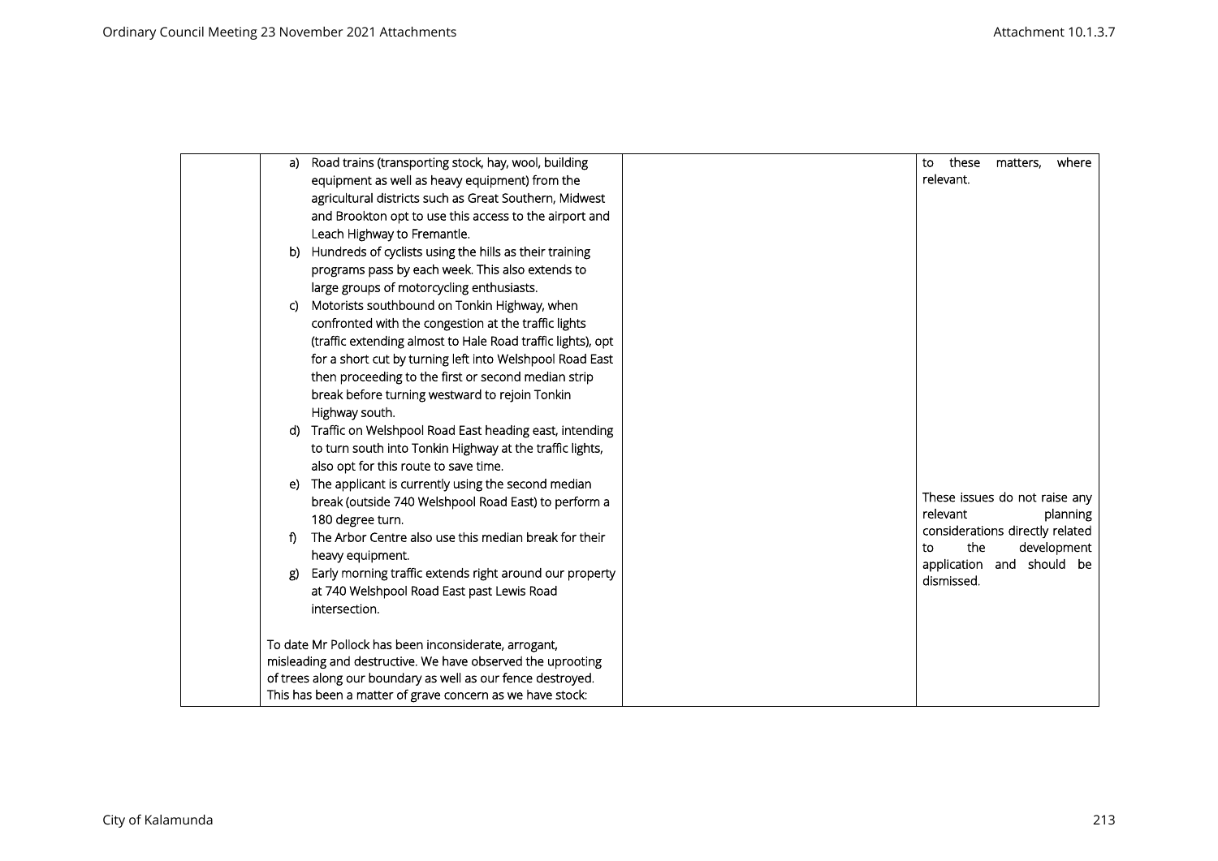| | | | |
|---|---|---|---|
| | a) Road trains (transporting stock, hay, wool, building equipment as well as heavy equipment) from the agricultural districts such as Great Southern, Midwest and Brookton opt to use this access to the airport and Leach Highway to Fremantle.<br>b) Hundreds of cyclists using the hills as their training programs pass by each week. This also extends to large groups of motorcycling enthusiasts.<br>c) Motorists southbound on Tonkin Highway, when confronted with the congestion at the traffic lights (traffic extending almost to Hale Road traffic lights), opt for a short cut by turning left into Welshpool Road East then proceeding to the first or second median strip break before turning westward to rejoin Tonkin Highway south.<br>d) Traffic on Welshpool Road East heading east, intending to turn south into Tonkin Highway at the traffic lights, also opt for this route to save time.<br>e) The applicant is currently using the second median break (outside 740 Welshpool Road East) to perform a 180 degree turn.<br>f) The Arbor Centre also use this median break for their heavy equipment.<br>g) Early morning traffic extends right around our property at 740 Welshpool Road East past Lewis Road intersection.<br><br>To date Mr Pollock has been inconsiderate, arrogant, misleading and destructive. We have observed the uprooting of trees along our boundary as well as our fence destroyed. This has been a matter of grave concern as we have stock: | | to these matters, where relevant.<br><br>These issues do not raise any relevant planning considerations directly related to the development application and should be dismissed. |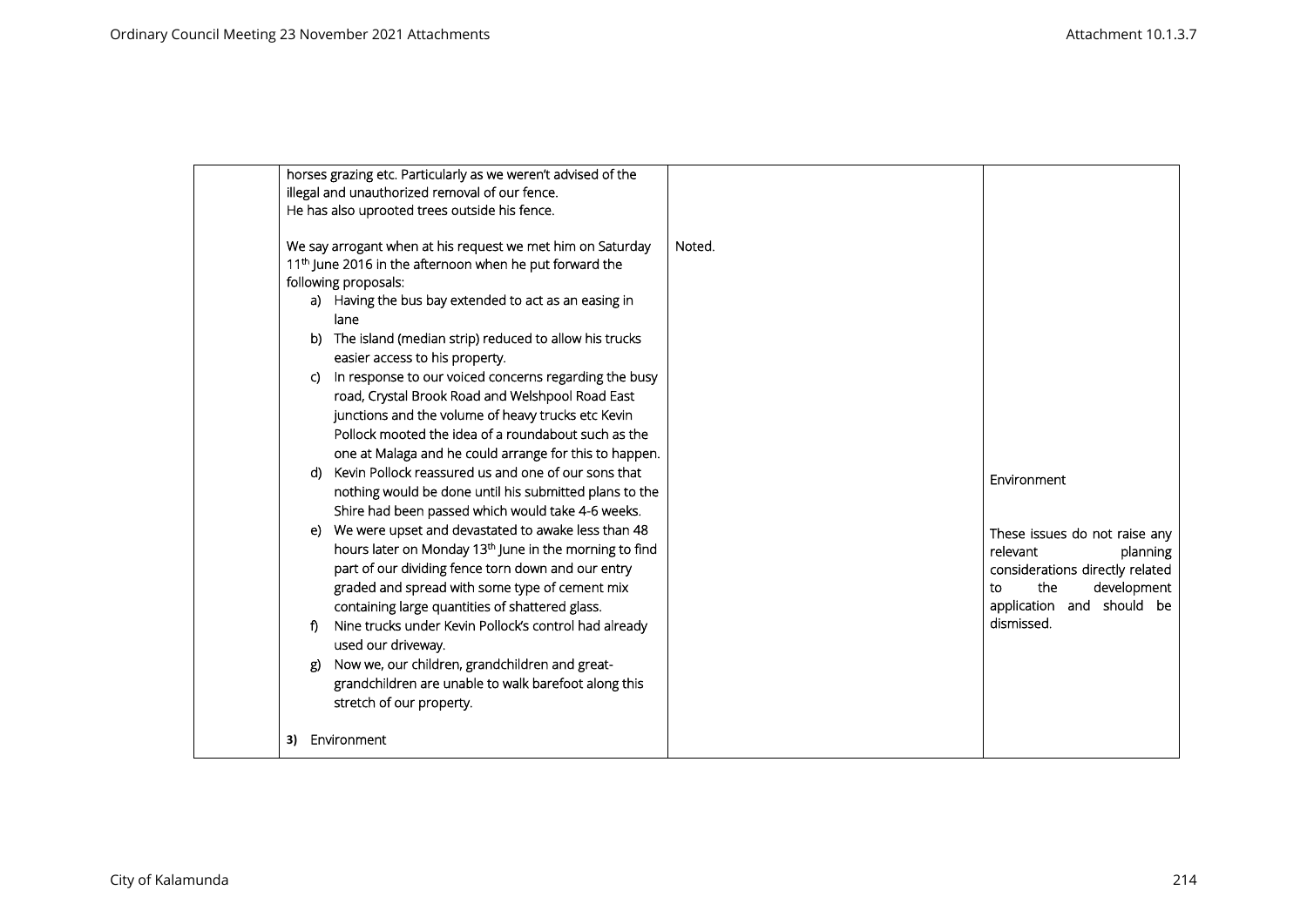| | | | |
|---|---|---|---|
| | horses grazing etc. Particularly as we weren't advised of the illegal and unauthorized removal of our fence.<br>He has also uprooted trees outside his fence.<br><br>We say arrogant when at his request we met him on Saturday 11th June 2016 in the afternoon when he put forward the following proposals:<br>a) Having the bus bay extended to act as an easing in lane<br>b) The island (median strip) reduced to allow his trucks easier access to his property.<br>c) In response to our voiced concerns regarding the busy road, Crystal Brook Road and Welshpool Road East junctions and the volume of heavy trucks etc Kevin Pollock mooted the idea of a roundabout such as the one at Malaga and he could arrange for this to happen.<br>d) Kevin Pollock reassured us and one of our sons that nothing would be done until his submitted plans to the Shire had been passed which would take 4-6 weeks.<br>e) We were upset and devastated to awake less than 48 hours later on Monday 13th June in the morning to find part of our dividing fence torn down and our entry graded and spread with some type of cement mix containing large quantities of shattered glass.<br>f) Nine trucks under Kevin Pollock's control had already used our driveway.<br>g) Now we, our children, grandchildren and great-grandchildren are unable to walk barefoot along this stretch of our property.<br><br>**3)** Environment | Noted. | Environment<br><br>These issues do not raise any relevant planning considerations directly related to the development application and should be dismissed. |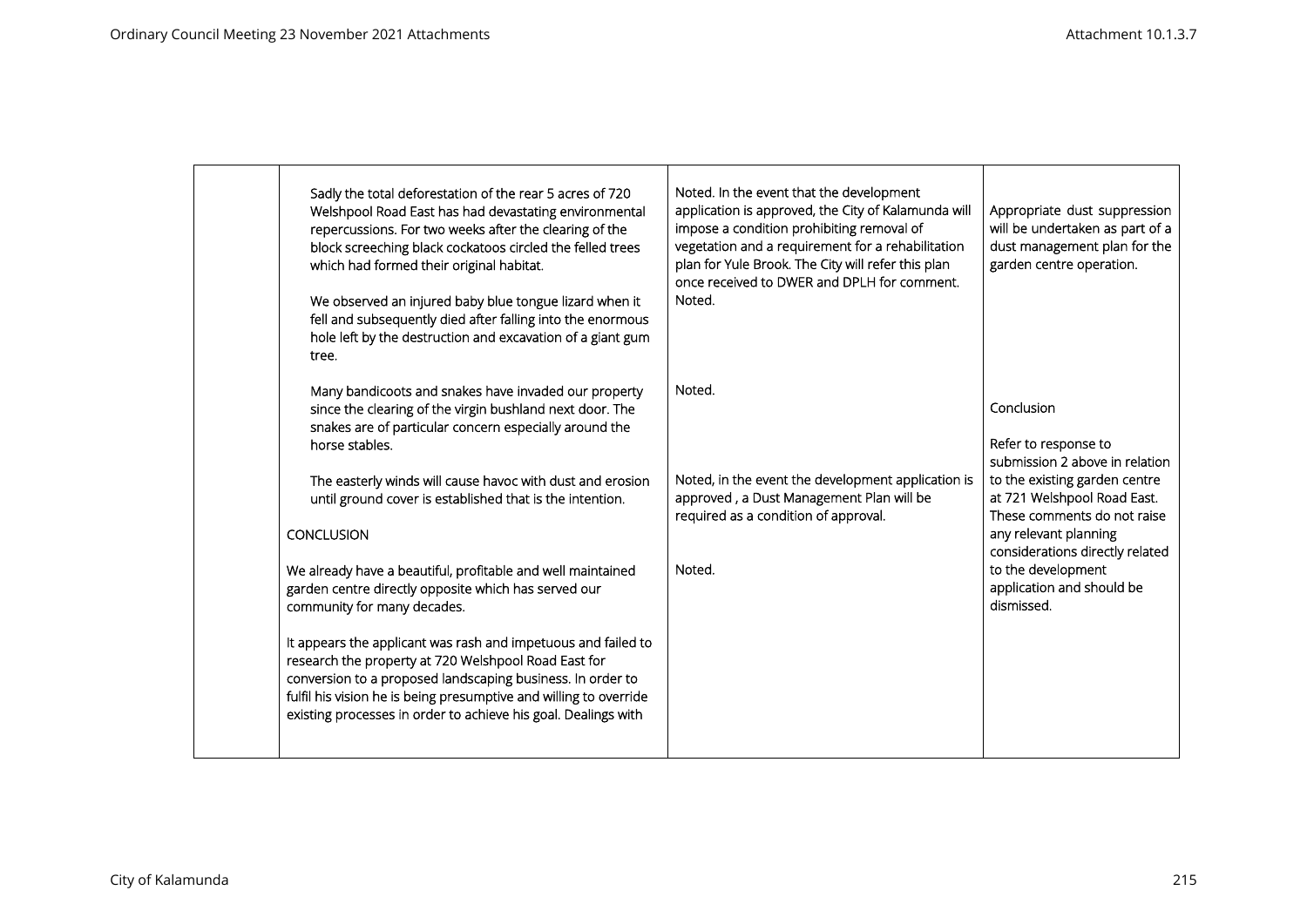| | | | |
|---|---|---|---|
| | Sadly the total deforestation of the rear 5 acres of 720 Welshpool Road East has had devastating environmental repercussions. For two weeks after the clearing of the block screeching black cockatoos circled the felled trees which had formed their original habitat.<br><br>We observed an injured baby blue tongue lizard when it fell and subsequently died after falling into the enormous hole left by the destruction and excavation of a giant gum tree.<br><br>Many bandicoots and snakes have invaded our property since the clearing of the virgin bushland next door. The snakes are of particular concern especially around the horse stables.<br><br>The easterly winds will cause havoc with dust and erosion until ground cover is established that is the intention.<br><br>CONCLUSION<br><br>We already have a beautiful, profitable and well maintained garden centre directly opposite which has served our community for many decades.<br><br>It appears the applicant was rash and impetuous and failed to research the property at 720 Welshpool Road East for conversion to a proposed landscaping business. In order to fulfil his vision he is being presumptive and willing to override existing processes in order to achieve his goal. Dealings with | Noted. In the event that the development application is approved, the City of Kalamunda will impose a condition prohibiting removal of vegetation and a requirement for a rehabilitation plan for Yule Brook. The City will refer this plan once received to DWER and DPLH for comment.<br>Noted.<br><br>Noted.<br><br>Noted, in the event the development application is approved , a Dust Management Plan will be required as a condition of approval.<br><br>Noted. | Appropriate dust suppression will be undertaken as part of a dust management plan for the garden centre operation.<br><br>Conclusion<br><br>Refer to response to submission 2 above in relation to the existing garden centre at 721 Welshpool Road East. These comments do not raise any relevant planning considerations directly related to the development application and should be dismissed. |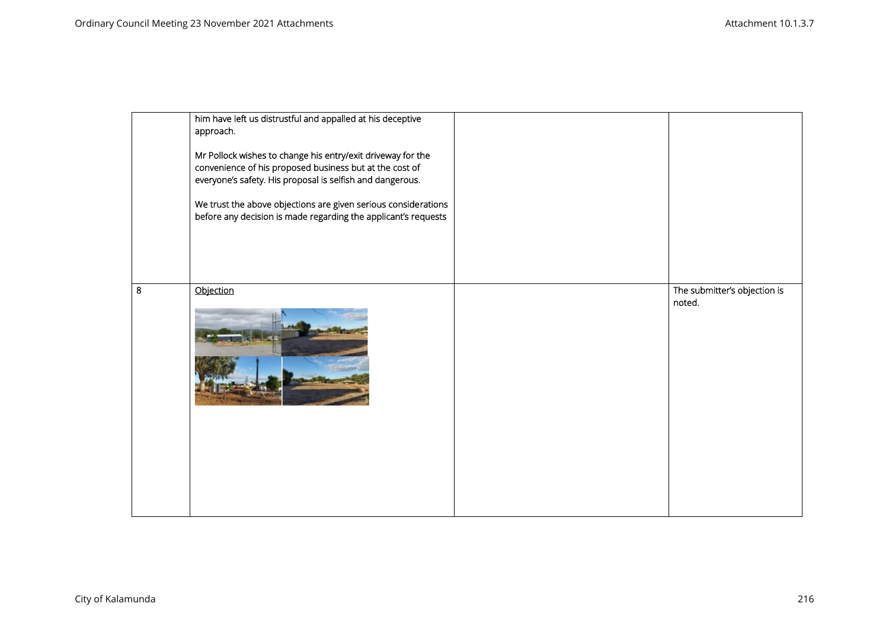| | | | |
|---|---|---|---|
| | him have left us distrustful and appalled at his deceptive approach.<br><br>Mr Pollock wishes to change his entry/exit driveway for the convenience of his proposed business but at the cost of everyone's safety. His proposal is selfish and dangerous.<br><br>We trust the above objections are given serious considerations before any decision is made regarding the applicant's requests | | |
| 8 | <u>Objection</u> | | The submitter's objection is noted. |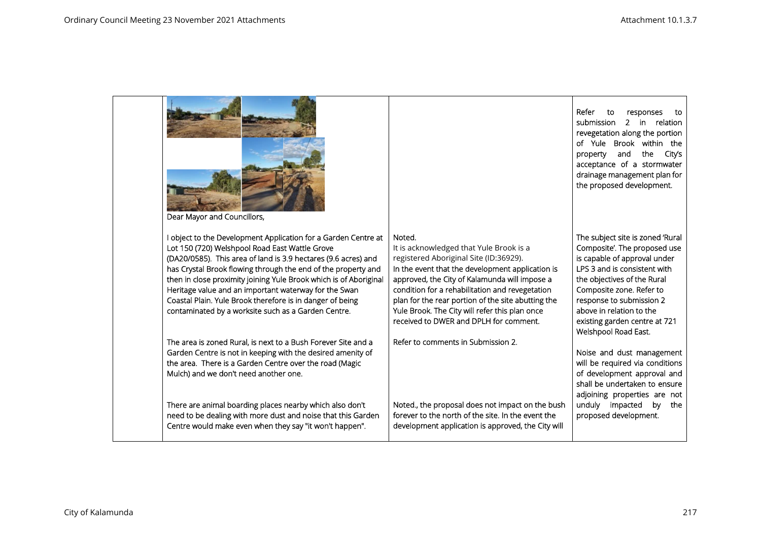| | | | |
|---|---|---|---|
| | Dear Mayor and Councillors,<br><br>I object to the Development Application for a Garden Centre at Lot 150 (720) Welshpool Road East Wattle Grove (DA20/0585). This area of land is 3.9 hectares (9.6 acres) and has Crystal Brook flowing through the end of the property and then in close proximity joining Yule Brook which is of Aboriginal Heritage value and an important waterway for the Swan Coastal Plain. Yule Brook therefore is in danger of being contaminated by a worksite such as a Garden Centre.<br><br>The area is zoned Rural, is next to a Bush Forever Site and a Garden Centre is not in keeping with the desired amenity of the area. There is a Garden Centre over the road (Magic Mulch) and we don't need another one.<br><br>There are animal boarding places nearby which also don't need to be dealing with more dust and noise that this Garden Centre would make even when they say "it won't happen". | Noted.<br>It is acknowledged that Yule Brook is a registered Aboriginal Site (ID:36929).<br>In the event that the development application is approved, the City of Kalamunda will impose a condition for a rehabilitation and revegetation plan for the rear portion of the site abutting the Yule Brook. The City will refer this plan once received to DWER and DPLH for comment.<br><br>Refer to comments in Submission 2.<br><br>Noted., the proposal does not impact on the bush forever to the north of the site. In the event the development application is approved, the City will | Refer to responses to submission 2 in relation revegetation along the portion of Yule Brook within the property and the City's acceptance of a stormwater drainage management plan for the proposed development.<br><br>The subject site is zoned 'Rural Composite'. The proposed use is capable of approval under LPS 3 and is consistent with the objectives of the Rural Composite zone. Refer to response to submission 2 above in relation to the existing garden centre at 721 Welshpool Road East.<br><br>Noise and dust management will be required via conditions of development approval and shall be undertaken to ensure adjoining properties are not unduly impacted by the proposed development. |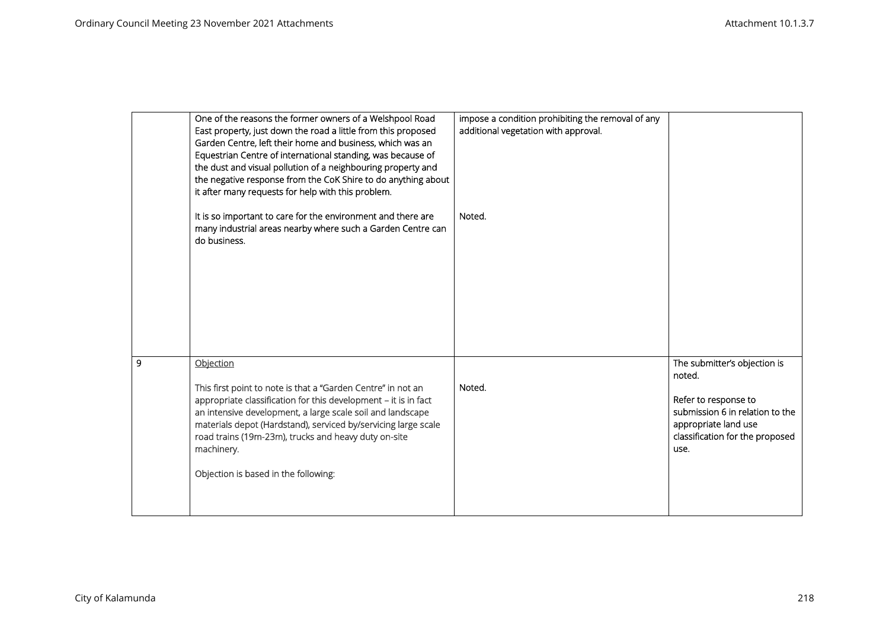| | | | |
|---|---|---|---|
| | One of the reasons the former owners of a Welshpool Road East property, just down the road a little from this proposed Garden Centre, left their home and business, which was an Equestrian Centre of international standing, was because of the dust and visual pollution of a neighbouring property and the negative response from the CoK Shire to do anything about it after many requests for help with this problem.<br><br>It is so important to care for the environment and there are many industrial areas nearby where such a Garden Centre can do business. | impose a condition prohibiting the removal of any additional vegetation with approval.<br><br><br><br><br><br><br>Noted. | |
| 9 | <u>Objection</u><br><br>This first point to note is that a "Garden Centre" in not an appropriate classification for this development – it is in fact an intensive development, a large scale soil and landscape materials depot (Hardstand), serviced by/servicing large scale road trains (19m-23m), trucks and heavy duty on-site machinery.<br><br>Objection is based in the following: | <br><br>Noted. | The submitter's objection is noted.<br><br>Refer to response to submission 6 in relation to the appropriate land use classification for the proposed use. |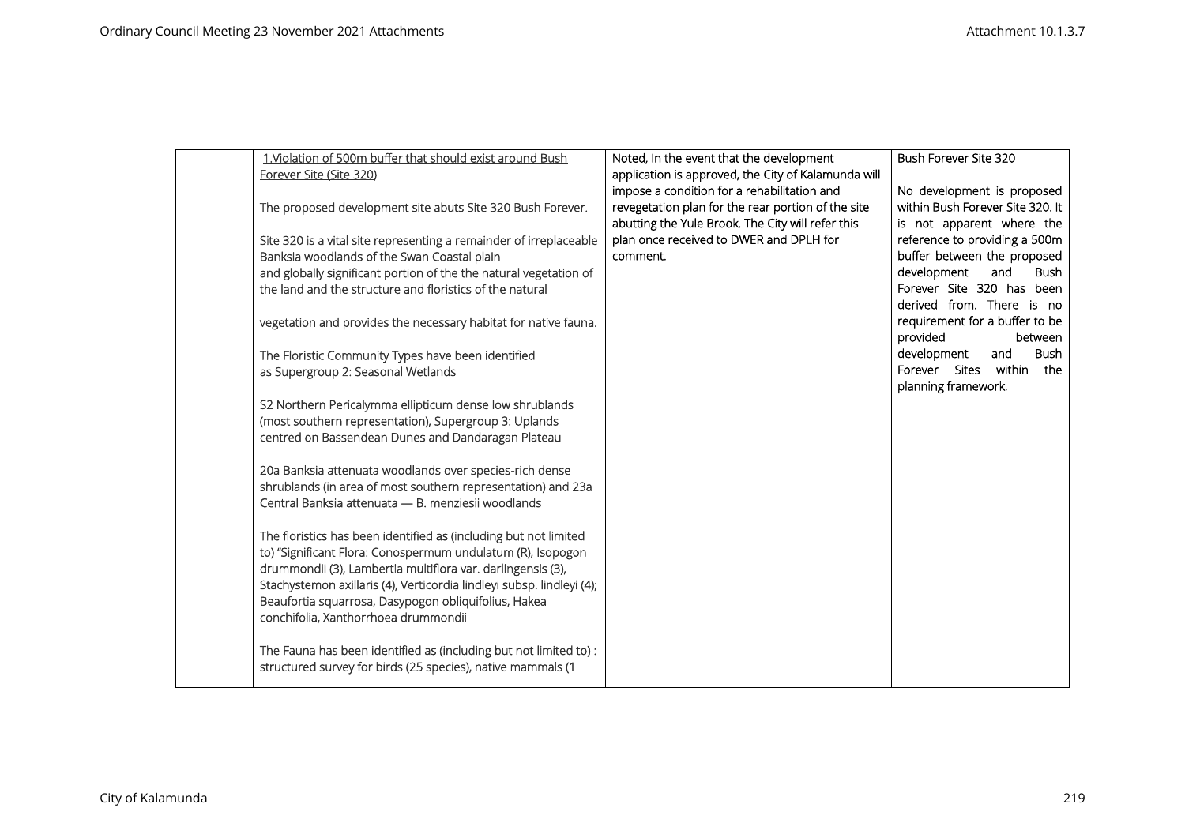| | | | |
|---|---|---|---|
| | 1.Violation of 500m buffer that should exist around Bush Forever Site (Site 320)<br><br>The proposed development site abuts Site 320 Bush Forever.<br><br>Site 320 is a vital site representing a remainder of irreplaceable Banksia woodlands of the Swan Coastal plain and globally significant portion of the the natural vegetation of the land and the structure and floristics of the natural<br><br>vegetation and provides the necessary habitat for native fauna.<br><br>The Floristic Community Types have been identified as Supergroup 2: Seasonal Wetlands<br><br>S2 Northern Pericalymma ellipticum dense low shrublands (most southern representation), Supergroup 3: Uplands centred on Bassendean Dunes and Dandaragan Plateau<br><br>20a Banksia attenuata woodlands over species-rich dense shrublands (in area of most southern representation) and 23a Central Banksia attenuata — B. menziesii woodlands<br><br>The floristics has been identified as (including but not limited to) "Significant Flora: Conospermum undulatum (R); Isopogon drummondii (3), Lambertia multiflora var. darlingensis (3), Stachystemon axillaris (4), Verticordia lindleyi subsp. lindleyi (4); Beaufortia squarrosa, Dasypogon obliquifolius, Hakea conchifolia, Xanthorrhoea drummondii<br><br>The Fauna has been identified as (including but not limited to) : structured survey for birds (25 species), native mammals (1 | Noted, In the event that the development application is approved, the City of Kalamunda will impose a condition for a rehabilitation and revegetation plan for the rear portion of the site abutting the Yule Brook. The City will refer this plan once received to DWER and DPLH for comment. | Bush Forever Site 320<br><br>No development is proposed within Bush Forever Site 320. It is not apparent where the reference to providing a 500m buffer between the proposed development and Bush Forever Site 320 has been derived from. There is no requirement for a buffer to be provided between development and Bush Forever Sites within the planning framework. |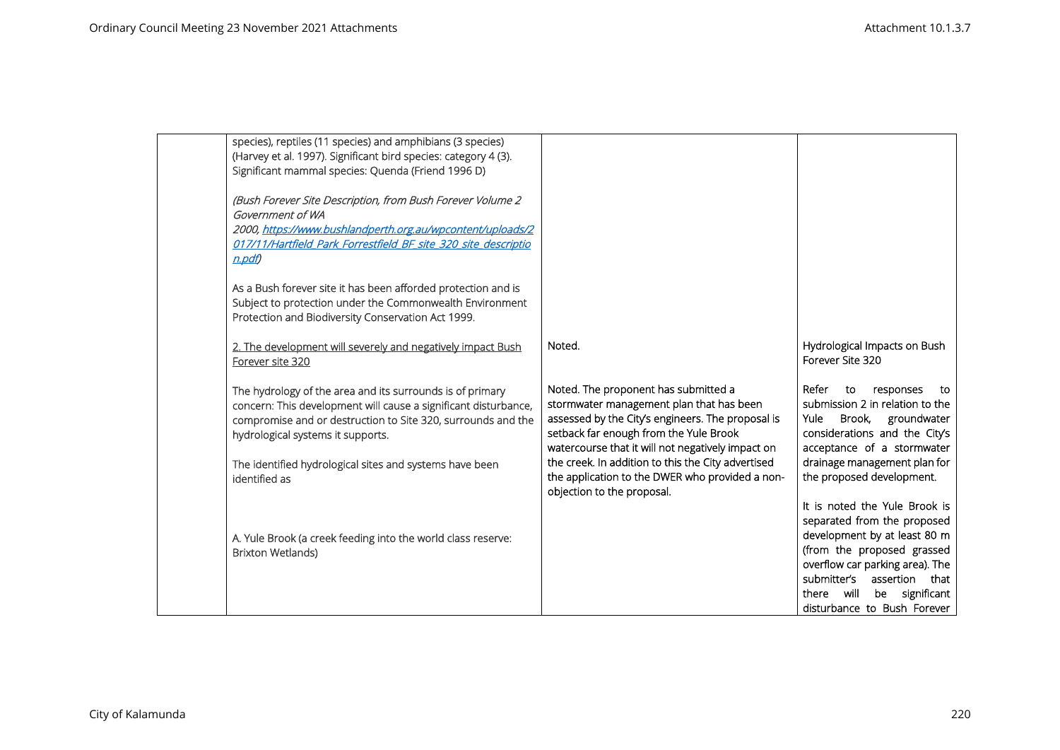| | | | |
|---|---|---|---|
| | species), reptiles (11 species) and amphibians (3 species) (Harvey et al. 1997). Significant bird species: category 4 (3). Significant mammal species: Quenda (Friend 1996 D)<br><br>*(Bush Forever Site Description, from Bush Forever Volume 2 Government of WA 2000, [https://www.bushlandperth.org.au/wpcontent/uploads/2017/11/Hartfield_Park_Forrestfield_BF_site_320_site_description.pdf](https://www.bushlandperth.org.au/wpcontent/uploads/2017/11/Hartfield_Park_Forrestfield_BF_site_320_site_description.pdf))*<br><br>As a Bush forever site it has been afforded protection and is Subject to protection under the Commonwealth Environment Protection and Biodiversity Conservation Act 1999. | | |
| | 2. The development will severely and negatively impact Bush Forever site 320 | Noted. | Hydrological Impacts on Bush Forever Site 320 |
| | The hydrology of the area and its surrounds is of primary concern: This development will cause a significant disturbance, compromise and or destruction to Site 320, surrounds and the hydrological systems it supports.<br><br>The identified hydrological sites and systems have been identified as<br><br>A. Yule Brook (a creek feeding into the world class reserve: Brixton Wetlands) | Noted. The proponent has submitted a stormwater management plan that has been assessed by the City's engineers. The proposal is setback far enough from the Yule Brook watercourse that it will not negatively impact on the creek. In addition to this the City advertised the application to the DWER who provided a non-objection to the proposal. | Refer to responses to submission 2 in relation to the Yule Brook, groundwater considerations and the City's acceptance of a stormwater drainage management plan for the proposed development.<br><br>It is noted the Yule Brook is separated from the proposed development by at least 80 m (from the proposed grassed overflow car parking area). The submitter's assertion that there will be significant disturbance to Bush Forever |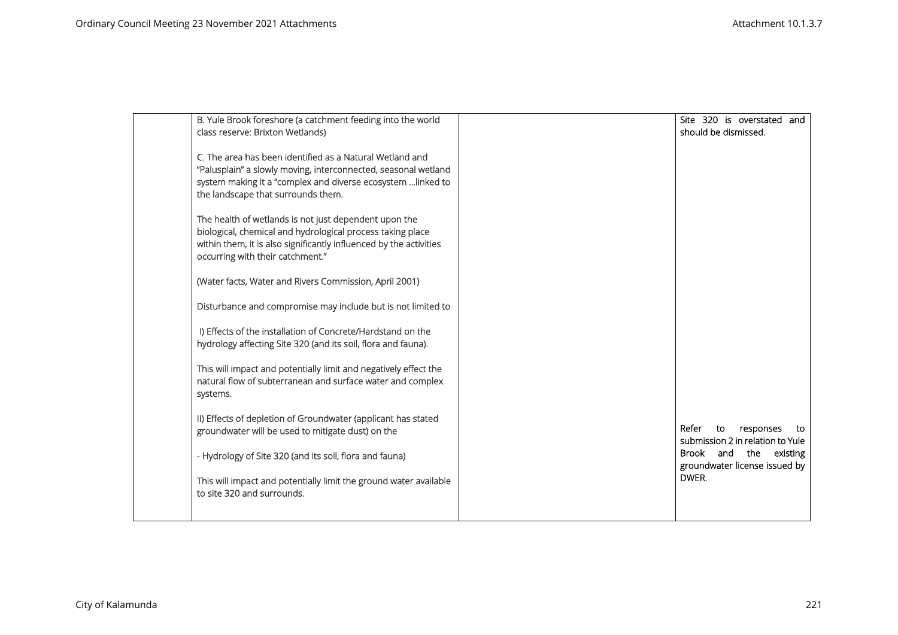| | | | |
|---|---|---|---|
| | B. Yule Brook foreshore (a catchment feeding into the world class reserve: Brixton Wetlands)<br><br>C. The area has been identified as a Natural Wetland and "Palusplain" a slowly moving, interconnected, seasonal wetland system making it a "complex and diverse ecosystem …linked to the landscape that surrounds them.<br><br>The health of wetlands is not just dependent upon the biological, chemical and hydrological process taking place within them, it is also significantly influenced by the activities occurring with their catchment."<br><br>(Water facts, Water and Rivers Commission, April 2001)<br><br>Disturbance and compromise may include but is not limited to<br><br>I) Effects of the installation of Concrete/Hardstand on the hydrology affecting Site 320 (and its soil, flora and fauna).<br><br>This will impact and potentially limit and negatively effect the natural flow of subterranean and surface water and complex systems.<br><br>II) Effects of depletion of Groundwater (applicant has stated groundwater will be used to mitigate dust) on the<br><br>- Hydrology of Site 320 (and its soil, flora and fauna)<br><br>This will impact and potentially limit the ground water available to site 320 and surrounds. | | Site 320 is overstated and should be dismissed.<br><br>Refer to responses to submission 2 in relation to Yule Brook and the existing groundwater license issued by DWER. |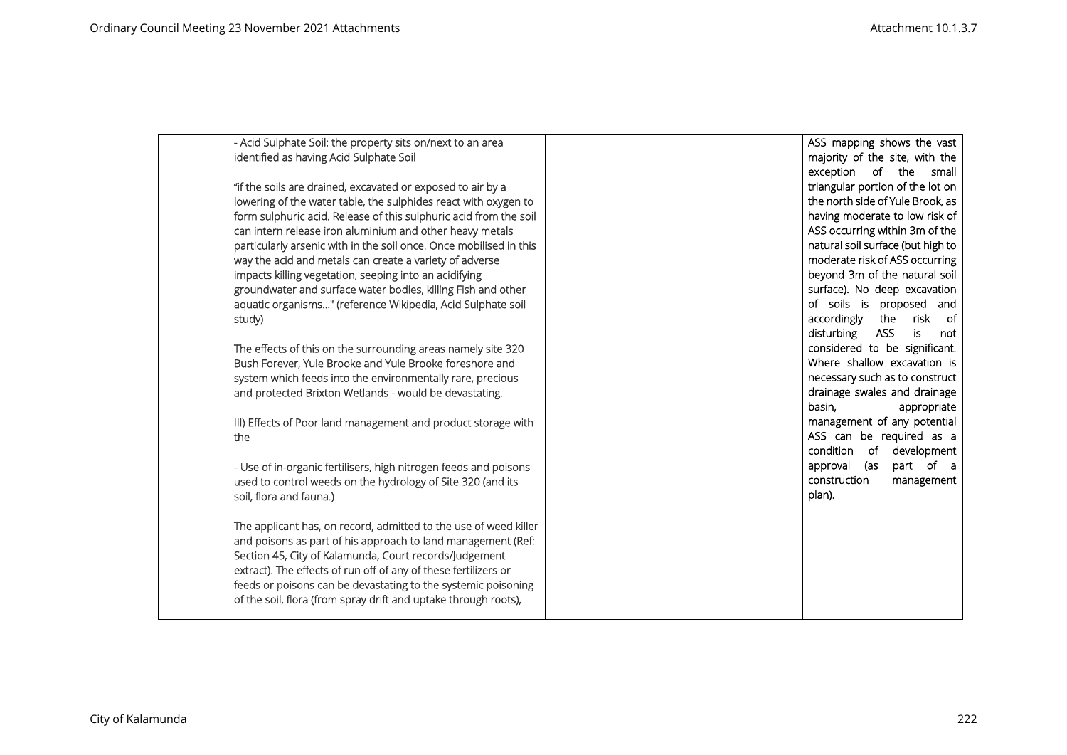| | | | |
|---|---|---|---|
| | - Acid Sulphate Soil: the property sits on/next to an area identified as having Acid Sulphate Soil<br><br>"if the soils are drained, excavated or exposed to air by a lowering of the water table, the sulphides react with oxygen to form sulphuric acid. Release of this sulphuric acid from the soil can intern release iron aluminium and other heavy metals particularly arsenic with in the soil once. Once mobilised in this way the acid and metals can create a variety of adverse impacts killing vegetation, seeping into an acidifying groundwater and surface water bodies, killing Fish and other aquatic organisms..." (reference Wikipedia, Acid Sulphate soil study)<br><br>The effects of this on the surrounding areas namely site 320 Bush Forever, Yule Brooke and Yule Brooke foreshore and system which feeds into the environmentally rare, precious and protected Brixton Wetlands - would be devastating.<br><br>III) Effects of Poor land management and product storage with the<br><br>- Use of in-organic fertilisers, high nitrogen feeds and poisons used to control weeds on the hydrology of Site 320 (and its soil, flora and fauna.)<br><br>The applicant has, on record, admitted to the use of weed killer and poisons as part of his approach to land management (Ref: Section 45, City of Kalamunda, Court records/Judgement extract). The effects of run off of any of these fertilizers or feeds or poisons can be devastating to the systemic poisoning of the soil, flora (from spray drift and uptake through roots), | | ASS mapping shows the vast majority of the site, with the exception of the small triangular portion of the lot on the north side of Yule Brook, as having moderate to low risk of ASS occurring within 3m of the natural soil surface (but high to moderate risk of ASS occurring beyond 3m of the natural soil surface). No deep excavation of soils is proposed and accordingly the risk of disturbing ASS is not considered to be significant. Where shallow excavation is necessary such as to construct drainage swales and drainage basin, appropriate management of any potential ASS can be required as a condition of development approval (as part of a construction management plan). |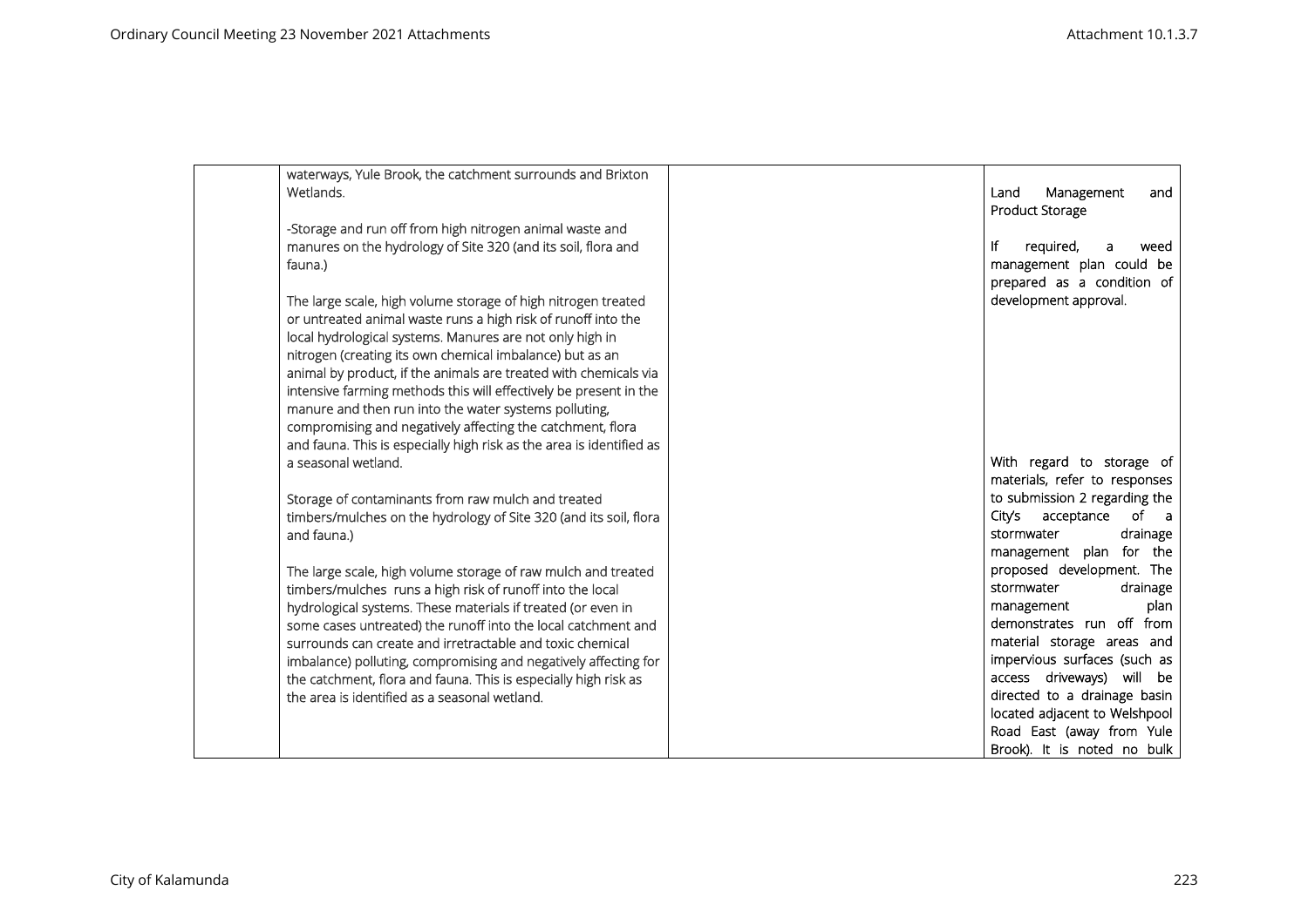| | | | |
|---|---|---|---|
| | waterways, Yule Brook, the catchment surrounds and Brixton Wetlands.<br><br>-Storage and run off from high nitrogen animal waste and manures on the hydrology of Site 320 (and its soil, flora and fauna.)<br><br>The large scale, high volume storage of high nitrogen treated or untreated animal waste runs a high risk of runoff into the local hydrological systems. Manures are not only high in nitrogen (creating its own chemical imbalance) but as an animal by product, if the animals are treated with chemicals via intensive farming methods this will effectively be present in the manure and then run into the water systems polluting, compromising and negatively affecting the catchment, flora and fauna. This is especially high risk as the area is identified as a seasonal wetland.<br><br>Storage of contaminants from raw mulch and treated timbers/mulches on the hydrology of Site 320 (and its soil, flora and fauna.)<br><br>The large scale, high volume storage of raw mulch and treated timbers/mulches runs a high risk of runoff into the local hydrological systems. These materials if treated (or even in some cases untreated) the runoff into the local catchment and surrounds can create and irretractable and toxic chemical imbalance) polluting, compromising and negatively affecting for the catchment, flora and fauna. This is especially high risk as the area is identified as a seasonal wetland. | | Land Management and Product Storage<br><br>If required, a weed management plan could be prepared as a condition of development approval.<br><br>With regard to storage of materials, refer to responses to submission 2 regarding the City's acceptance of a stormwater drainage management plan for the proposed development. The stormwater drainage management plan demonstrates run off from material storage areas and impervious surfaces (such as access driveways) will be directed to a drainage basin located adjacent to Welshpool Road East (away from Yule Brook). It is noted no bulk |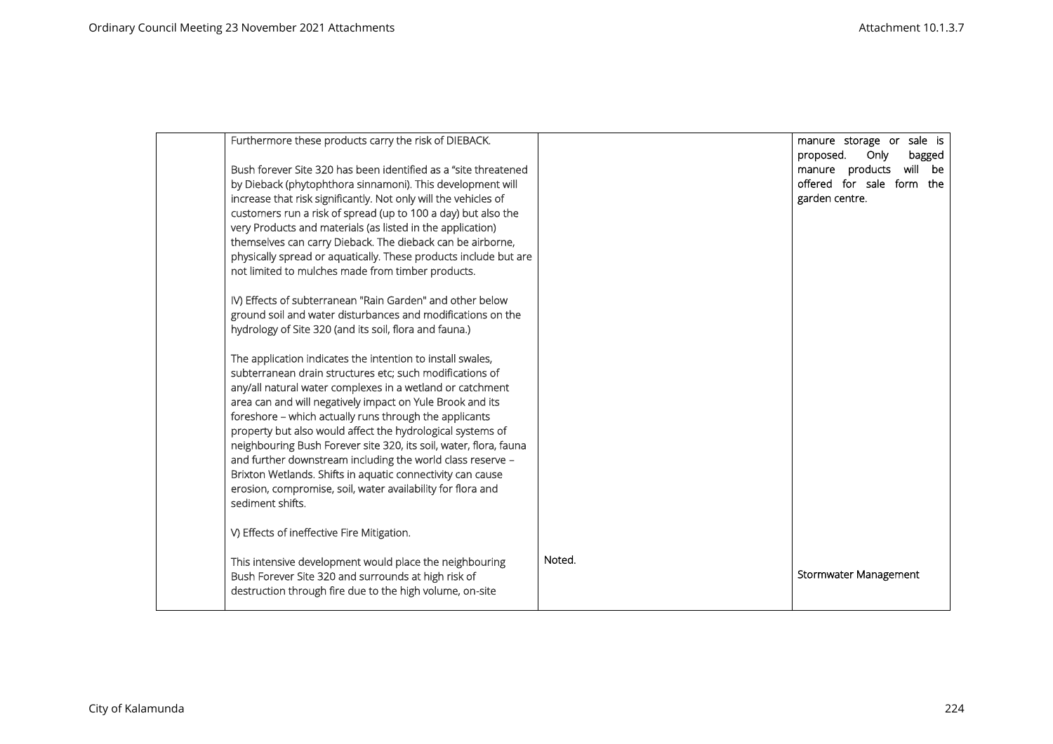| | | | |
|---|---|---|---|
| | Furthermore these products carry the risk of DIEBACK.<br><br>Bush forever Site 320 has been identified as a "site threatened by Dieback (phytophthora sinnamoni). This development will increase that risk significantly. Not only will the vehicles of customers run a risk of spread (up to 100 a day) but also the very Products and materials (as listed in the application) themselves can carry Dieback. The dieback can be airborne, physically spread or aquatically. These products include but are not limited to mulches made from timber products.<br><br>IV) Effects of subterranean "Rain Garden" and other below ground soil and water disturbances and modifications on the hydrology of Site 320 (and its soil, flora and fauna.)<br><br>The application indicates the intention to install swales, subterranean drain structures etc; such modifications of any/all natural water complexes in a wetland or catchment area can and will negatively impact on Yule Brook and its foreshore – which actually runs through the applicants property but also would affect the hydrological systems of neighbouring Bush Forever site 320, its soil, water, flora, fauna and further downstream including the world class reserve – Brixton Wetlands. Shifts in aquatic connectivity can cause erosion, compromise, soil, water availability for flora and sediment shifts.<br><br>V) Effects of ineffective Fire Mitigation.<br><br>This intensive development would place the neighbouring Bush Forever Site 320 and surrounds at high risk of destruction through fire due to the high volume, on-site | Noted. | manure storage or sale is proposed. Only bagged manure products will be offered for sale form the garden centre.<br><br>Stormwater Management |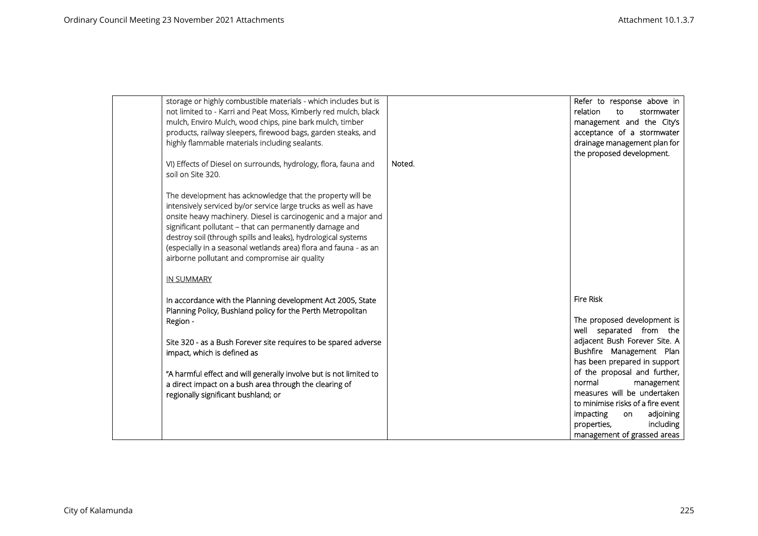| | | | |
|---|---|---|---|
| | storage or highly combustible materials - which includes but is not limited to - Karri and Peat Moss, Kimberly red mulch, black mulch, Enviro Mulch, wood chips, pine bark mulch, timber products, railway sleepers, firewood bags, garden steaks, and highly flammable materials including sealants.<br><br>VI) Effects of Diesel on surrounds, hydrology, flora, fauna and soil on Site 320.<br><br>The development has acknowledge that the property will be intensively serviced by/or service large trucks as well as have onsite heavy machinery. Diesel is carcinogenic and a major and significant pollutant – that can permanently damage and destroy soil (through spills and leaks), hydrological systems (especially in a seasonal wetlands area) flora and fauna - as an airborne pollutant and compromise air quality<br><br><u>IN SUMMARY</u><br><br>In accordance with the Planning development Act 2005, State Planning Policy, Bushland policy for the Perth Metropolitan Region -<br><br>Site 320 - as a Bush Forever site requires to be spared adverse impact, which is defined as<br><br>"A harmful effect and will generally involve but is not limited to a direct impact on a bush area through the clearing of regionally significant bushland; or | <br><br><br><br><br><br>Noted. | Refer to response above in relation to stormwater management and the City's acceptance of a stormwater drainage management plan for the proposed development.<br><br><br><br><br><br><br><br><br><br><br>Fire Risk<br><br>The proposed development is well separated from the adjacent Bush Forever Site. A Bushfire Management Plan has been prepared in support of the proposal and further, normal management measures will be undertaken to minimise risks of a fire event impacting on adjoining properties, including management of grassed areas |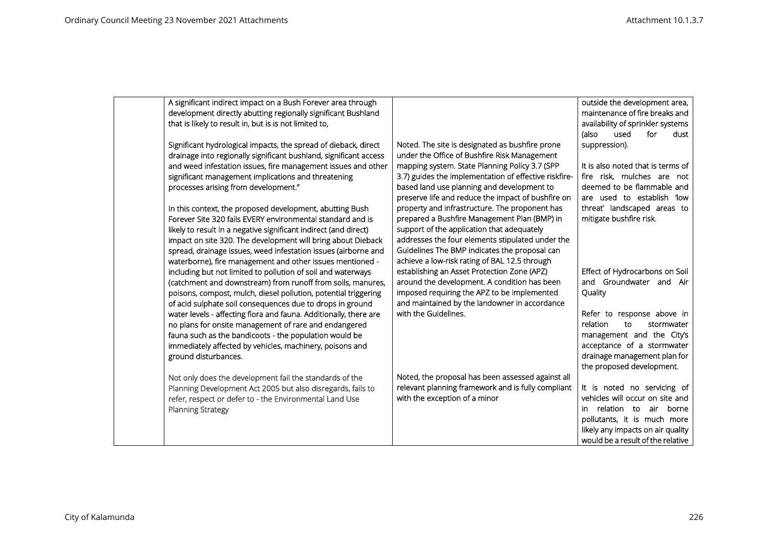| | | | |
|---|---|---|---|
| | A significant indirect impact on a Bush Forever area through development directly abutting regionally significant Bushland that is likely to result in, but is is not limited to,<br><br>Significant hydrological impacts, the spread of dieback, direct drainage into regionally significant bushland, significant access and weed infestation issues, fire management issues and other significant management implications and threatening processes arising from development."<br><br>In this context, the proposed development, abutting Bush Forever Site 320 fails EVERY environmental standard and is likely to result in a negative significant indirect (and direct) impact on site 320. The development will bring about Dieback spread, drainage issues, weed infestation issues (airborne and waterborne), fire management and other issues mentioned - including but not limited to pollution of soil and waterways (catchment and downstream) from runoff from soils, manures, poisons, compost, mulch, diesel pollution, potential triggering of acid sulphate soil consequences due to drops in ground water levels - affecting flora and fauna. Additionally, there are no plans for onsite management of rare and endangered fauna such as the bandicoots - the population would be immediately affected by vehicles, machinery, poisons and ground disturbances.<br><br>Not only does the development fail the standards of the Planning Development Act 2005 but also disregards, fails to refer, respect or defer to - the Environmental Land Use Planning Strategy | Noted. The site is designated as bushfire prone under the Office of Bushfire Risk Management mapping system. State Planning Policy 3.7 (SPP 3.7) guides the implementation of effective riskfire-based land use planning and development to preserve life and reduce the impact of bushfire on property and infrastructure. The proponent has prepared a Bushfire Management Plan (BMP) in support of the application that adequately addresses the four elements stipulated under the Guidelines The BMP indicates the proposal can achieve a low-risk rating of BAL 12.5 through establishing an Asset Protection Zone (APZ) around the development. A condition has been imposed requiring the APZ to be implemented and maintained by the landowner in accordance with the Guidelines.<br><br>Noted, the proposal has been assessed against all relevant planning framework and is fully compliant with the exception of a minor | outside the development area, maintenance of fire breaks and availability of sprinkler systems (also used for dust suppression).<br><br>It is also noted that is terms of fire risk, mulches are not deemed to be flammable and are used to establish 'low threat' landscaped areas to mitigate bushfire risk.<br><br>Effect of Hydrocarbons on Soil and Groundwater and Air Quality<br><br>Refer to response above in relation to stormwater management and the City's acceptance of a stormwater drainage management plan for the proposed development.<br><br>It is noted no servicing of vehicles will occur on site and in relation to air borne pollutants, it is much more likely any impacts on air quality would be a result of the relative |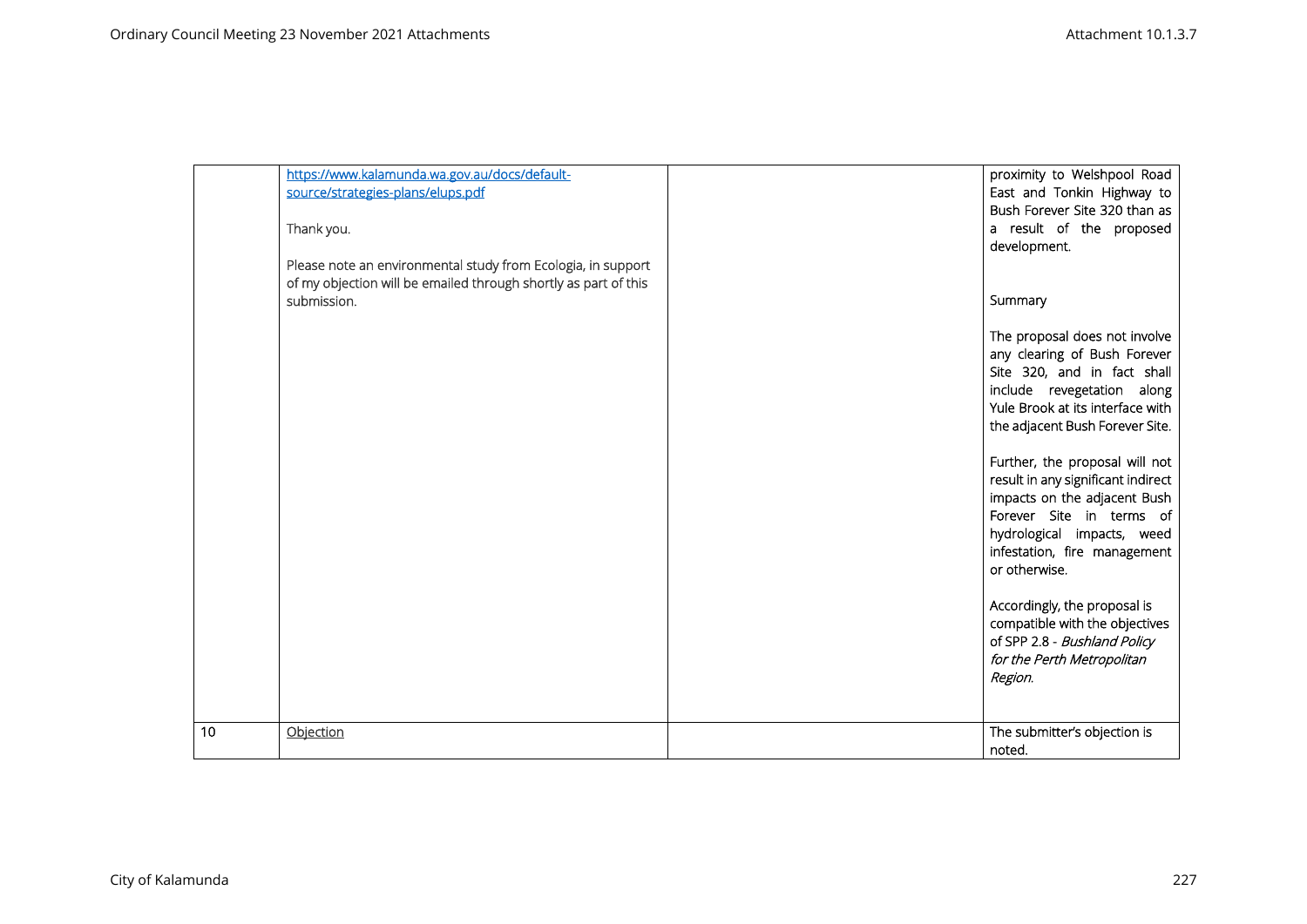| | | | |
|---|---|---|---|
| | [https://www.kalamunda.wa.gov.au/docs/default-source/strategies-plans/elups.pdf](https://www.kalamunda.wa.gov.au/docs/default-source/strategies-plans/elups.pdf)<br><br>Thank you.<br><br>Please note an environmental study from Ecologia, in support of my objection will be emailed through shortly as part of this submission. | | proximity to Welshpool Road East and Tonkin Highway to Bush Forever Site 320 than as a result of the proposed development.<br><br>Summary<br><br>The proposal does not involve any clearing of Bush Forever Site 320, and in fact shall include revegetation along Yule Brook at its interface with the adjacent Bush Forever Site.<br><br>Further, the proposal will not result in any significant indirect impacts on the adjacent Bush Forever Site in terms of hydrological impacts, weed infestation, fire management or otherwise.<br><br>Accordingly, the proposal is compatible with the objectives of SPP 2.8 - *Bushland Policy for the Perth Metropolitan Region*. |
| 10 | Objection | | The submitter's objection is noted. |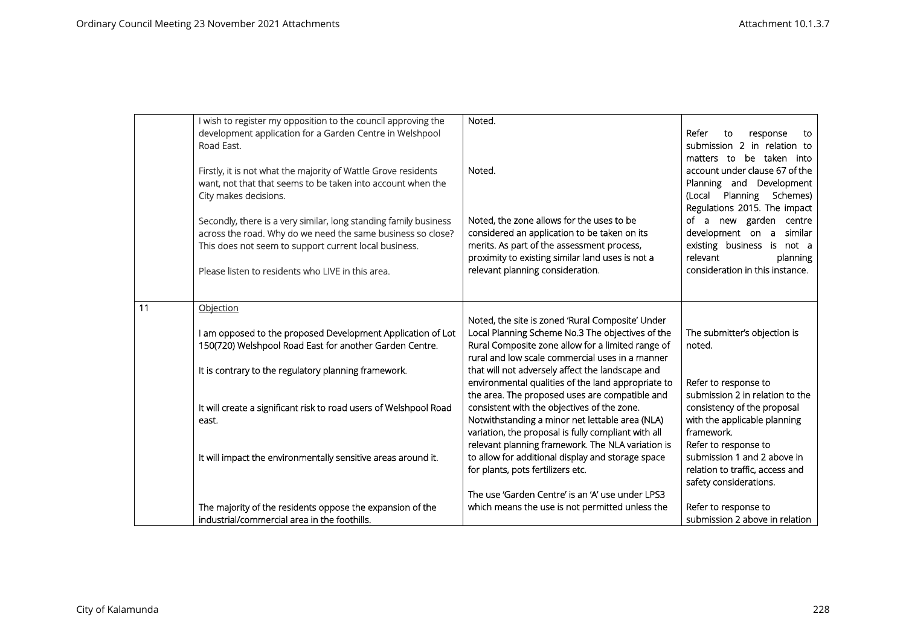| | | | |
|---|---|---|---|
| | I wish to register my opposition to the council approving the development application for a Garden Centre in Welshpool Road East.<br><br>Firstly, it is not what the majority of Wattle Grove residents want, not that that seems to be taken into account when the City makes decisions.<br><br>Secondly, there is a very similar, long standing family business across the road. Why do we need the same business so close? This does not seem to support current local business.<br><br>Please listen to residents who LIVE in this area. | Noted.<br><br>Noted.<br><br>Noted, the zone allows for the uses to be considered an application to be taken on its merits. As part of the assessment process, proximity to existing similar land uses is not a relevant planning consideration. | Refer to response to submission 2 in relation to matters to be taken into account under clause 67 of the Planning and Development (Local Planning Schemes) Regulations 2015. The impact of a new garden centre development on a similar existing business is not a relevant planning consideration in this instance. |
| 11 | Objection<br><br>I am opposed to the proposed Development Application of Lot 150(720) Welshpool Road East for another Garden Centre.<br><br>It is contrary to the regulatory planning framework.<br><br>It will create a significant risk to road users of Welshpool Road east.<br><br>It will impact the environmentally sensitive areas around it.<br><br>The majority of the residents oppose the expansion of the industrial/commercial area in the foothills. | Noted, the site is zoned 'Rural Composite' Under Local Planning Scheme No.3 The objectives of the Rural Composite zone allow for a limited range of rural and low scale commercial uses in a manner that will not adversely affect the landscape and environmental qualities of the land appropriate to the area. The proposed uses are compatible and consistent with the objectives of the zone. Notwithstanding a minor net lettable area (NLA) variation, the proposal is fully compliant with all relevant planning framework. The NLA variation is to allow for additional display and storage space for plants, pots fertilizers etc.<br><br>The use 'Garden Centre' is an 'A' use under LPS3 which means the use is not permitted unless the | The submitter's objection is noted.<br><br>Refer to response to submission 2 in relation to the consistency of the proposal with the applicable planning framework.<br>Refer to response to submission 1 and 2 above in relation to traffic, access and safety considerations.<br><br>Refer to response to submission 2 above in relation |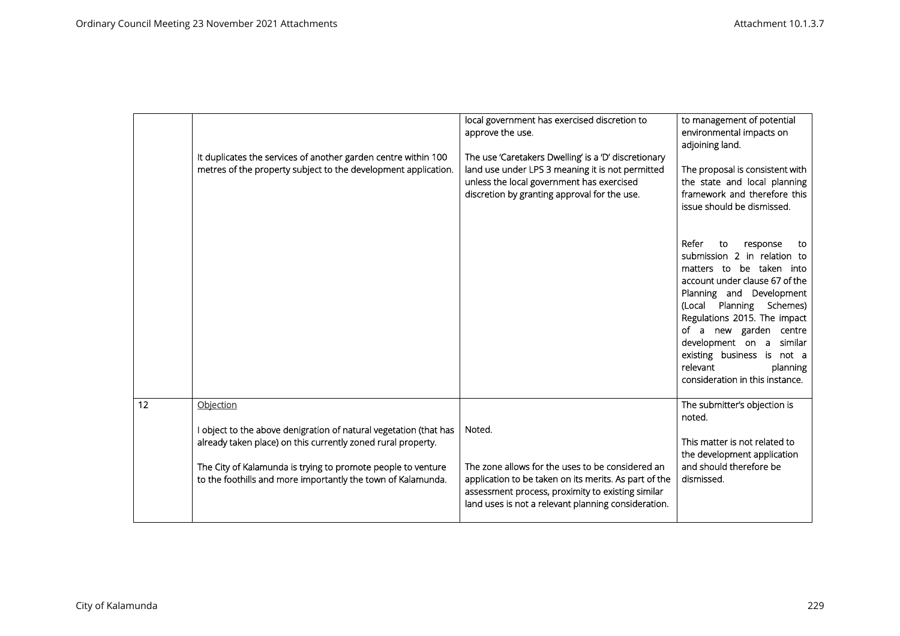|  |  |  |  |
|---|---|---|---|
|  | It duplicates the services of another garden centre within 100 metres of the property subject to the development application. | local government has exercised discretion to approve the use.<br><br>The use 'Caretakers Dwelling' is a 'D' discretionary land use under LPS 3 meaning it is not permitted unless the local government has exercised discretion by granting approval for the use. | to management of potential environmental impacts on adjoining land.<br><br>The proposal is consistent with the state and local planning framework and therefore this issue should be dismissed.<br><br>Refer to response to submission 2 in relation to matters to be taken into account under clause 67 of the Planning and Development (Local Planning Schemes) Regulations 2015. The impact of a new garden centre development on a similar existing business is not a relevant planning consideration in this instance. |
| 12 | Objection<br><br>I object to the above denigration of natural vegetation (that has already taken place) on this currently zoned rural property.<br><br>The City of Kalamunda is trying to promote people to venture to the foothills and more importantly the town of Kalamunda. | Noted.<br><br>The zone allows for the uses to be considered an application to be taken on its merits. As part of the assessment process, proximity to existing similar land uses is not a relevant planning consideration. | The submitter's objection is noted.<br><br>This matter is not related to the development application and should therefore be dismissed. |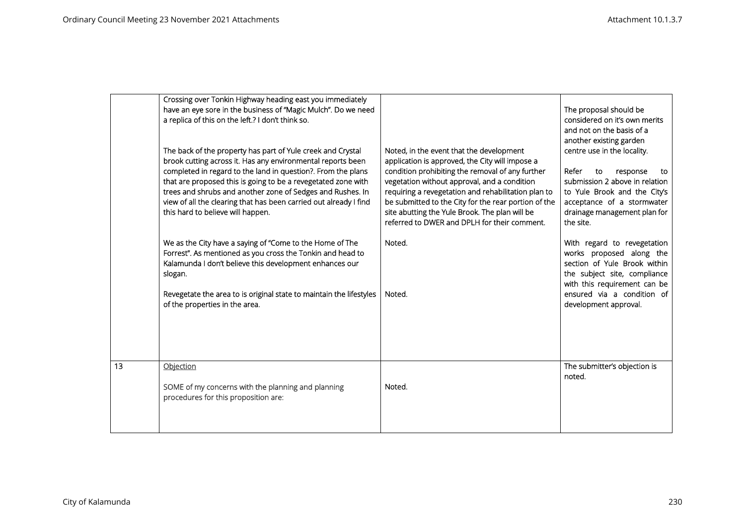| | | | |
|---|---|---|---|
| | Crossing over Tonkin Highway heading east you immediately have an eye sore in the business of "Magic Mulch". Do we need a replica of this on the left.? I don't think so.<br><br>The back of the property has part of Yule creek and Crystal brook cutting across it. Has any environmental reports been completed in regard to the land in question?. From the plans that are proposed this is going to be a revegetated zone with trees and shrubs and another zone of Sedges and Rushes. In view of all the clearing that has been carried out already I find this hard to believe will happen.<br><br>We as the City have a saying of "Come to the Home of The Forrest". As mentioned as you cross the Tonkin and head to Kalamunda I don't believe this development enhances our slogan.<br><br>Revegetate the area to is original state to maintain the lifestyles of the properties in the area. | Noted, in the event that the development application is approved, the City will impose a condition prohibiting the removal of any further vegetation without approval, and a condition requiring a revegetation and rehabilitation plan to be submitted to the City for the rear portion of the site abutting the Yule Brook. The plan will be referred to DWER and DPLH for their comment.<br><br>Noted.<br><br>Noted. | The proposal should be considered on it's own merits and not on the basis of a another existing garden centre use in the locality.<br><br>Refer to response to submission 2 above in relation to Yule Brook and the City's acceptance of a stormwater drainage management plan for the site.<br><br>With regard to revegetation works proposed along the section of Yule Brook within the subject site, compliance with this requirement can be ensured via a condition of development approval. |
| 13 | Objection<br><br>SOME of my concerns with the planning and planning procedures for this proposition are: | Noted. | The submitter's objection is noted. |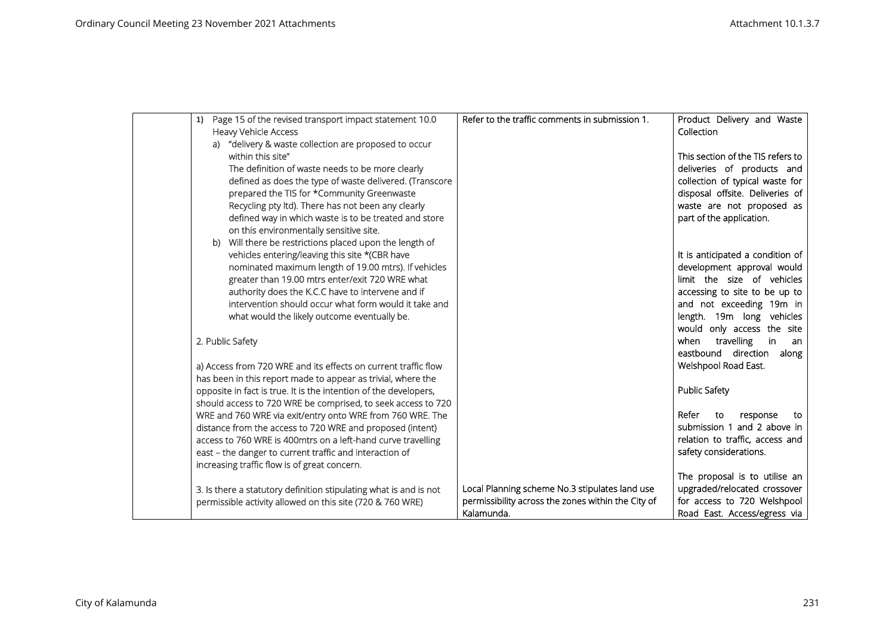| | | | |
|---|---|---|---|
| | 1) Page 15 of the revised transport impact statement 10.0 Heavy Vehicle Access<br>a) "delivery & waste collection are proposed to occur within this site"<br>The definition of waste needs to be more clearly defined as does the type of waste delivered. (Transcore prepared the TIS for *Community Greenwaste Recycling pty ltd). There has not been any clearly defined way in which waste is to be treated and store on this environmentally sensitive site.<br>b) Will there be restrictions placed upon the length of vehicles entering/leaving this site *(CBR have nominated maximum length of 19.00 mtrs). If vehicles greater than 19.00 mtrs enter/exit 720 WRE what authority does the K.C.C have to intervene and if intervention should occur what form would it take and what would the likely outcome eventually be.<br><br>2. Public Safety<br><br>a) Access from 720 WRE and its effects on current traffic flow has been in this report made to appear as trivial, where the opposite in fact is true. It is the intention of the developers, should access to 720 WRE be comprised, to seek access to 720 WRE and 760 WRE via exit/entry onto WRE from 760 WRE. The distance from the access to 720 WRE and proposed (intent) access to 760 WRE is 400mtrs on a left-hand curve travelling east – the danger to current traffic and interaction of increasing traffic flow is of great concern.<br><br>3. Is there a statutory definition stipulating what is and is not permissible activity allowed on this site (720 & 760 WRE) | Refer to the traffic comments in submission 1.<br><br><br><br><br><br><br><br><br><br><br><br><br><br><br><br><br><br><br><br><br><br><br><br><br><br><br><br><br>Local Planning scheme No.3 stipulates land use permissibility across the zones within the City of Kalamunda. | Product Delivery and Waste Collection<br><br>This section of the TIS refers to deliveries of products and collection of typical waste for disposal offsite. Deliveries of waste are not proposed as part of the application.<br><br><br>It is anticipated a condition of development approval would limit the size of vehicles accessing to site to be up to and not exceeding 19m in length. 19m long vehicles would only access the site when travelling in an eastbound direction along Welshpool Road East.<br><br>Public Safety<br><br>Refer to response to submission 1 and 2 above in relation to traffic, access and safety considerations.<br><br>The proposal is to utilise an upgraded/relocated crossover for access to 720 Welshpool Road East. Access/egress via |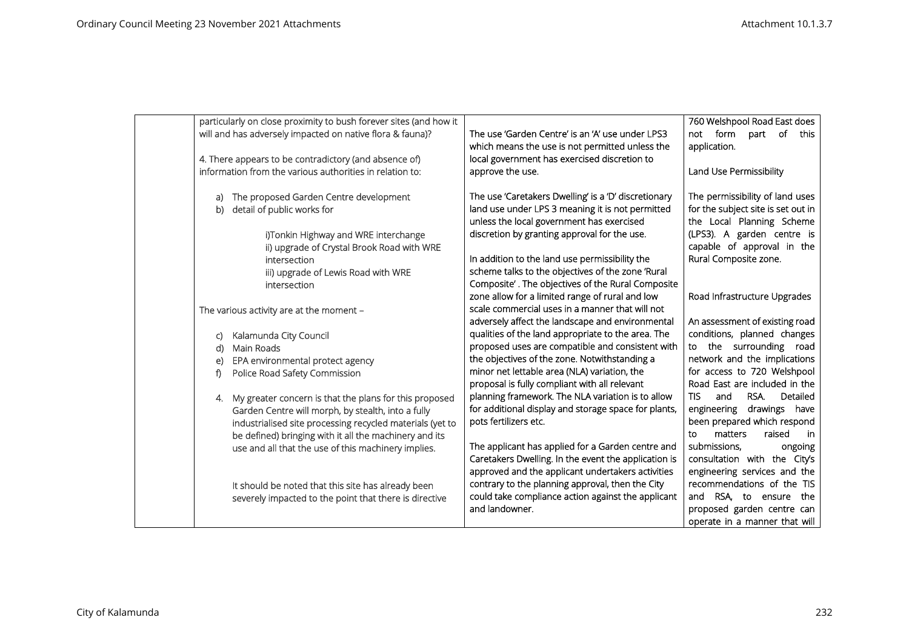| | | | |
|---|---|---|---|
| | particularly on close proximity to bush forever sites (and how it will and has adversely impacted on native flora & fauna)?<br><br>4. There appears to be contradictory (and absence of) information from the various authorities in relation to:<br><br>a) The proposed Garden Centre development<br>b) detail of public works for<br><br>i)Tonkin Highway and WRE interchange<br>ii) upgrade of Crystal Brook Road with WRE intersection<br>iii) upgrade of Lewis Road with WRE intersection<br><br>The various activity are at the moment –<br><br>c) Kalamunda City Council<br>d) Main Roads<br>e) EPA environmental protect agency<br>f) Police Road Safety Commission<br><br>4. My greater concern is that the plans for this proposed Garden Centre will morph, by stealth, into a fully industrialised site processing recycled materials (yet to be defined) bringing with it all the machinery and its use and all that the use of this machinery implies.<br><br>It should be noted that this site has already been severely impacted to the point that there is directive | The use 'Garden Centre' is an 'A' use under LPS3 which means the use is not permitted unless the local government has exercised discretion to approve the use.<br><br>The use 'Caretakers Dwelling' is a 'D' discretionary land use under LPS 3 meaning it is not permitted unless the local government has exercised discretion by granting approval for the use.<br><br>In addition to the land use permissibility the scheme talks to the objectives of the zone 'Rural Composite' . The objectives of the Rural Composite zone allow for a limited range of rural and low scale commercial uses in a manner that will not adversely affect the landscape and environmental qualities of the land appropriate to the area. The proposed uses are compatible and consistent with the objectives of the zone. Notwithstanding a minor net lettable area (NLA) variation, the proposal is fully compliant with all relevant planning framework. The NLA variation is to allow for additional display and storage space for plants, pots fertilizers etc.<br><br>The applicant has applied for a Garden centre and Caretakers Dwelling. In the event the application is approved and the applicant undertakers activities contrary to the planning approval, then the City could take compliance action against the applicant and landowner. | 760 Welshpool Road East does not form part of this application.<br><br>Land Use Permissibility<br><br>The permissibility of land uses for the subject site is set out in the Local Planning Scheme (LPS3). A garden centre is capable of approval in the Rural Composite zone.<br><br>Road Infrastructure Upgrades<br><br>An assessment of existing road conditions, planned changes to the surrounding road network and the implications for access to 720 Welshpool Road East are included in the TIS and RSA. Detailed engineering drawings have been prepared which respond to matters raised in submissions, ongoing consultation with the City's engineering services and the recommendations of the TIS and RSA, to ensure the proposed garden centre can operate in a manner that will |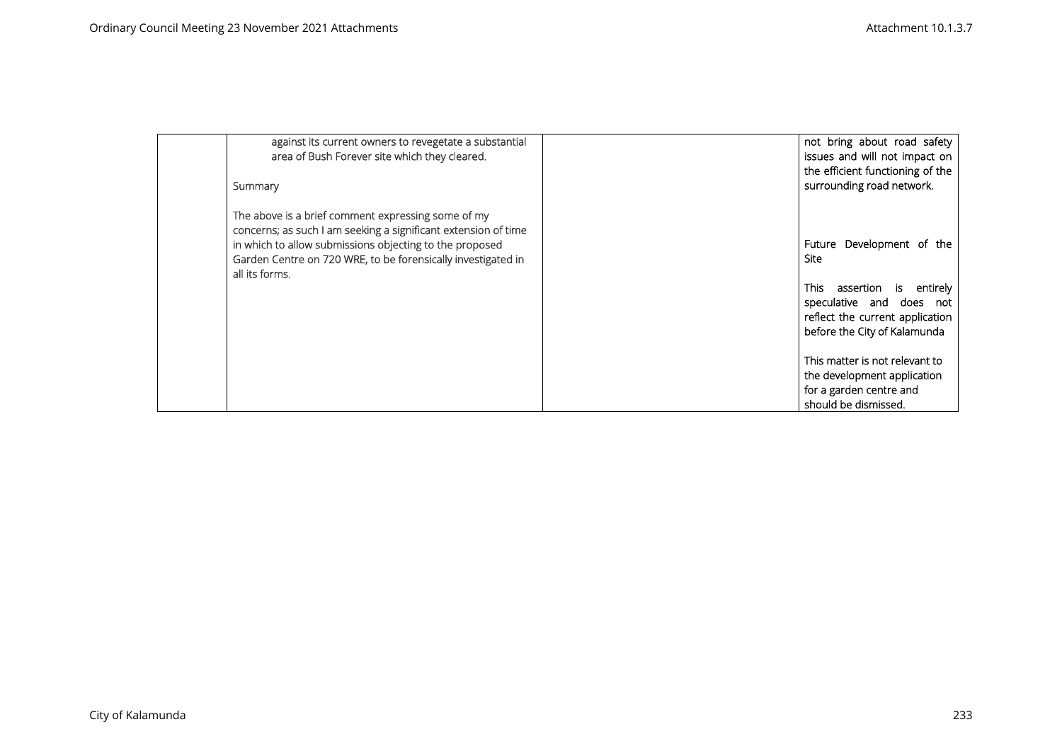| | | | |
|---|---|---|---|
| | against its current owners to revegetate a substantial area of Bush Forever site which they cleared.<br><br>Summary<br><br>The above is a brief comment expressing some of my concerns; as such I am seeking a significant extension of time in which to allow submissions objecting to the proposed Garden Centre on 720 WRE, to be forensically investigated in all its forms. | | not bring about road safety issues and will not impact on the efficient functioning of the surrounding road network.<br><br>Future Development of the Site<br><br>This assertion is entirely speculative and does not reflect the current application before the City of Kalamunda<br><br>This matter is not relevant to the development application for a garden centre and should be dismissed. |